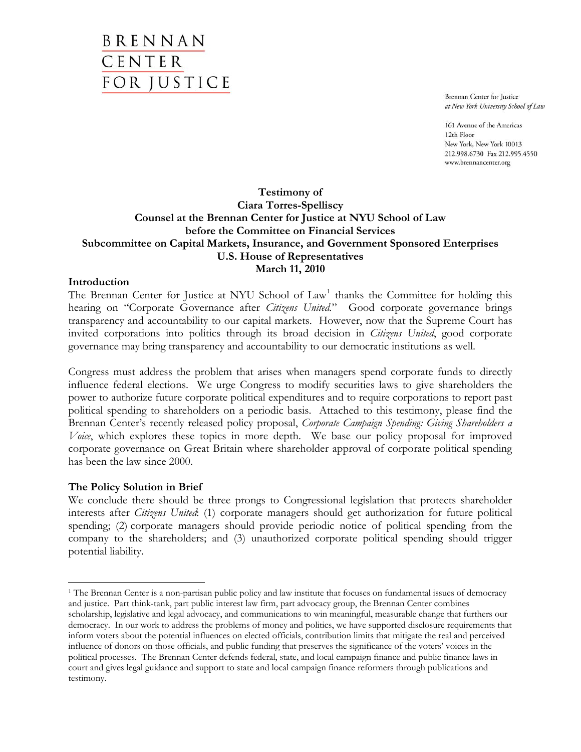BRENNAN
CENTER
FOR JUSTICE

Brennan Center for Justice
*at New York University School of Law*

161 Avenue of the Americas
12th Floor
New York, New York 10013
212.998.6730 Fax 212.995.4550
www.brennancenter.org

**Testimony of**
**Ciara Torres-Spelliscy**
**Counsel at the Brennan Center for Justice at NYU School of Law**
**before the Committee on Financial Services**
**Subcommittee on Capital Markets, Insurance, and Government Sponsored Enterprises**
**U.S. House of Representatives**
**March 11, 2010**

## Introduction

The Brennan Center for Justice at NYU School of Law[1] thanks the Committee for holding this hearing on "Corporate Governance after *Citizens United*." Good corporate governance brings transparency and accountability to our capital markets. However, now that the Supreme Court has invited corporations into politics through its broad decision in *Citizens United*, good corporate governance may bring transparency and accountability to our democratic institutions as well.

Congress must address the problem that arises when managers spend corporate funds to directly influence federal elections. We urge Congress to modify securities laws to give shareholders the power to authorize future corporate political expenditures and to require corporations to report past political spending to shareholders on a periodic basis. Attached to this testimony, please find the Brennan Center's recently released policy proposal, *Corporate Campaign Spending: Giving Shareholders a Voice*, which explores these topics in more depth. We base our policy proposal for improved corporate governance on Great Britain where shareholder approval of corporate political spending has been the law since 2000.

## The Policy Solution in Brief

We conclude there should be three prongs to Congressional legislation that protects shareholder interests after *Citizens United*: (1) corporate managers should get authorization for future political spending; (2) corporate managers should provide periodic notice of political spending from the company to the shareholders; and (3) unauthorized corporate political spending should trigger potential liability.

---

[1] The Brennan Center is a non-partisan public policy and law institute that focuses on fundamental issues of democracy and justice. Part think-tank, part public interest law firm, part advocacy group, the Brennan Center combines scholarship, legislative and legal advocacy, and communications to win meaningful, measurable change that furthers our democracy. In our work to address the problems of money and politics, we have supported disclosure requirements that inform voters about the potential influences on elected officials, contribution limits that mitigate the real and perceived influence of donors on those officials, and public funding that preserves the significance of the voters' voices in the political processes. The Brennan Center defends federal, state, and local campaign finance and public finance laws in court and gives legal guidance and support to state and local campaign finance reformers through publications and testimony.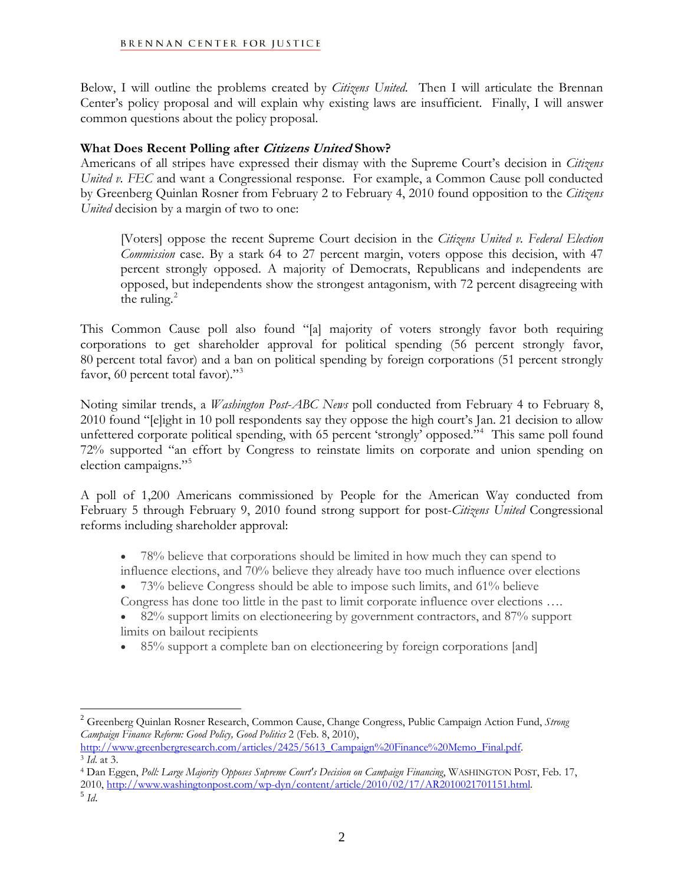Below, I will outline the problems created by *Citizens United.* Then I will articulate the Brennan Center's policy proposal and will explain why existing laws are insufficient. Finally, I will answer common questions about the policy proposal.

### What Does Recent Polling after *Citizens United* Show?

Americans of all stripes have expressed their dismay with the Supreme Court's decision in *Citizens United v. FEC* and want a Congressional response. For example, a Common Cause poll conducted by Greenberg Quinlan Rosner from February 2 to February 4, 2010 found opposition to the *Citizens United* decision by a margin of two to one:

> [Voters] oppose the recent Supreme Court decision in the *Citizens United v. Federal Election Commission* case. By a stark 64 to 27 percent margin, voters oppose this decision, with 47 percent strongly opposed. A majority of Democrats, Republicans and independents are opposed, but independents show the strongest antagonism, with 72 percent disagreeing with the ruling.[2]

This Common Cause poll also found "[a] majority of voters strongly favor both requiring corporations to get shareholder approval for political spending (56 percent strongly favor, 80 percent total favor) and a ban on political spending by foreign corporations (51 percent strongly favor, 60 percent total favor)."[3]

Noting similar trends, a *Washington Post-ABC News* poll conducted from February 4 to February 8, 2010 found "[e]ight in 10 poll respondents say they oppose the high court's Jan. 21 decision to allow unfettered corporate political spending, with 65 percent 'strongly' opposed."[4] This same poll found 72% supported "an effort by Congress to reinstate limits on corporate and union spending on election campaigns."[5]

A poll of 1,200 Americans commissioned by People for the American Way conducted from February 5 through February 9, 2010 found strong support for post-*Citizens United* Congressional reforms including shareholder approval:

> - 78% believe that corporations should be limited in how much they can spend to influence elections, and 70% believe they already have too much influence over elections
> - 73% believe Congress should be able to impose such limits, and 61% believe Congress has done too little in the past to limit corporate influence over elections ….
> - 82% support limits on electioneering by government contractors, and 87% support limits on bailout recipients
> - 85% support a complete ban on electioneering by foreign corporations [and]

---

[2] Greenberg Quinlan Rosner Research, Common Cause, Change Congress, Public Campaign Action Fund, *Strong Campaign Finance Reform: Good Policy, Good Politics* 2 (Feb. 8, 2010), http://www.greenbergresearch.com/articles/2425/5613_Campaign%20Finance%20Memo_Final.pdf.

[3] *Id.* at 3.

[4] Dan Eggen, *Poll: Large Majority Opposes Supreme Court's Decision on Campaign Financing*, WASHINGTON POST, Feb. 17, 2010, http://www.washingtonpost.com/wp-dyn/content/article/2010/02/17/AR2010021701151.html.

[5] *Id.*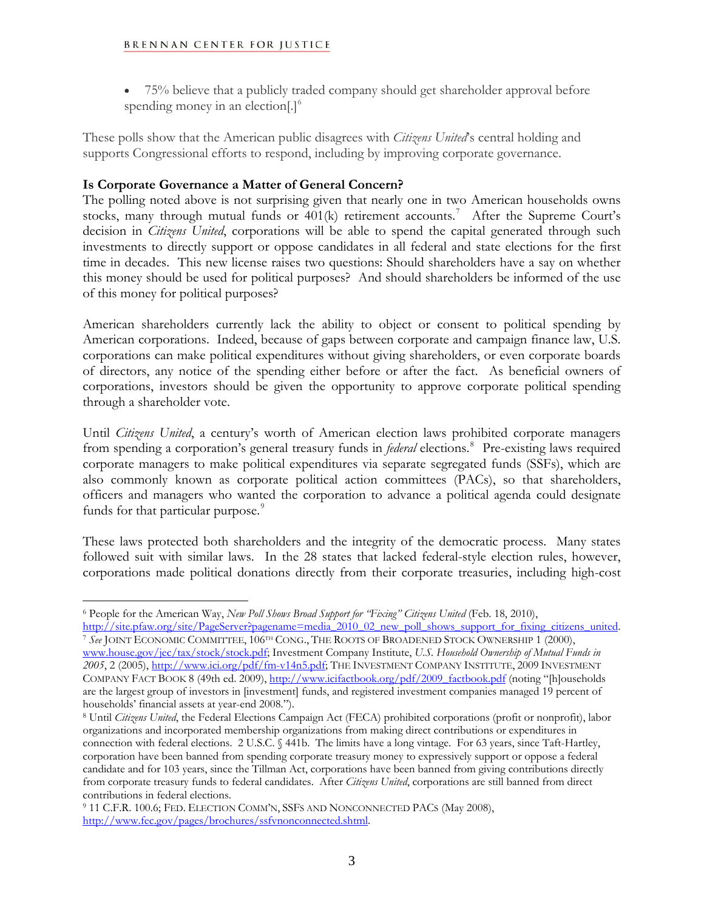- 75% believe that a publicly traded company should get shareholder approval before spending money in an election[.][6]

These polls show that the American public disagrees with *Citizens United*'s central holding and supports Congressional efforts to respond, including by improving corporate governance.

**Is Corporate Governance a Matter of General Concern?**

The polling noted above is not surprising given that nearly one in two American households owns stocks, many through mutual funds or 401(k) retirement accounts.[7] After the Supreme Court's decision in *Citizens United*, corporations will be able to spend the capital generated through such investments to directly support or oppose candidates in all federal and state elections for the first time in decades. This new license raises two questions: Should shareholders have a say on whether this money should be used for political purposes? And should shareholders be informed of the use of this money for political purposes?

American shareholders currently lack the ability to object or consent to political spending by American corporations. Indeed, because of gaps between corporate and campaign finance law, U.S. corporations can make political expenditures without giving shareholders, or even corporate boards of directors, any notice of the spending either before or after the fact. As beneficial owners of corporations, investors should be given the opportunity to approve corporate political spending through a shareholder vote.

Until *Citizens United*, a century's worth of American election laws prohibited corporate managers from spending a corporation's general treasury funds in *federal* elections.[8] Pre-existing laws required corporate managers to make political expenditures via separate segregated funds (SSFs), which are also commonly known as corporate political action committees (PACs), so that shareholders, officers and managers who wanted the corporation to advance a political agenda could designate funds for that particular purpose.[9]

These laws protected both shareholders and the integrity of the democratic process. Many states followed suit with similar laws. In the 28 states that lacked federal-style election rules, however, corporations made political donations directly from their corporate treasuries, including high-cost

---

[6] People for the American Way, *New Poll Shows Broad Support for "Fixing" Citizens United* (Feb. 18, 2010), http://site.pfaw.org/site/PageServer?pagename=media_2010_02_new_poll_shows_support_for_fixing_citizens_united.

[7] *See* JOINT ECONOMIC COMMITTEE, 106TH CONG., THE ROOTS OF BROADENED STOCK OWNERSHIP 1 (2000), www.house.gov/jec/tax/stock/stock.pdf; Investment Company Institute, *U.S. Household Ownership of Mutual Funds in 2005*, 2 (2005), http://www.ici.org/pdf/fm-v14n5.pdf; THE INVESTMENT COMPANY INSTITUTE, 2009 INVESTMENT COMPANY FACT BOOK 8 (49th ed. 2009), http://www.icifactbook.org/pdf/2009_factbook.pdf (noting "[h]ouseholds are the largest group of investors in [investment] funds, and registered investment companies managed 19 percent of households' financial assets at year-end 2008.").

[8] Until *Citizens United*, the Federal Elections Campaign Act (FECA) prohibited corporations (profit or nonprofit), labor organizations and incorporated membership organizations from making direct contributions or expenditures in connection with federal elections. 2 U.S.C. § 441b. The limits have a long vintage. For 63 years, since Taft-Hartley, corporation have been banned from spending corporate treasury money to expressively support or oppose a federal candidate and for 103 years, since the Tillman Act, corporations have been banned from giving contributions directly from corporate treasury funds to federal candidates. After *Citizens United*, corporations are still banned from direct contributions in federal elections.

[9] 11 C.F.R. 100.6; FED. ELECTION COMM'N, SSFS AND NONCONNECTED PACS (May 2008), http://www.fec.gov/pages/brochures/ssfvnonconnected.shtml.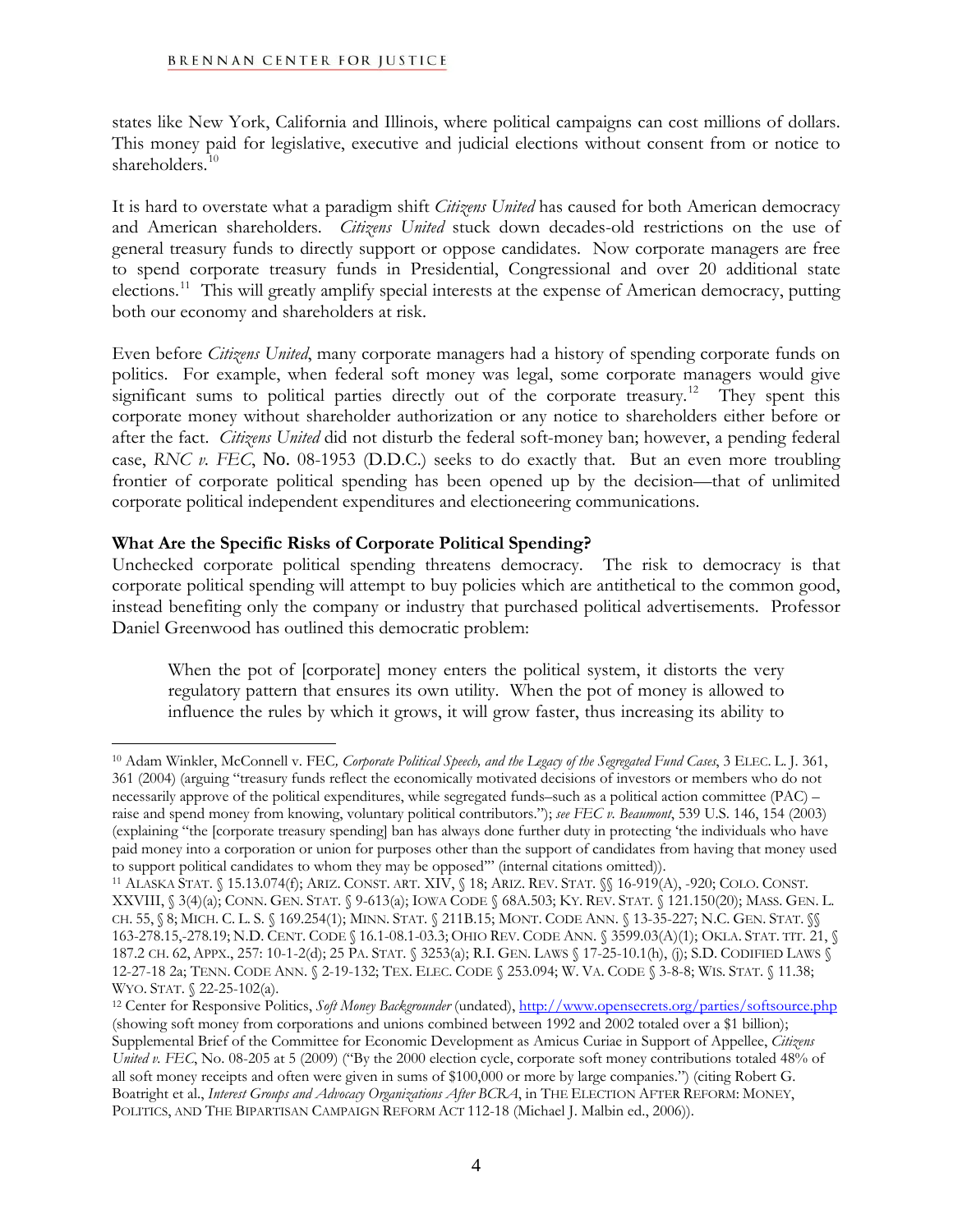states like New York, California and Illinois, where political campaigns can cost millions of dollars. This money paid for legislative, executive and judicial elections without consent from or notice to shareholders.[10]

It is hard to overstate what a paradigm shift *Citizens United* has caused for both American democracy and American shareholders. *Citizens United* stuck down decades-old restrictions on the use of general treasury funds to directly support or oppose candidates. Now corporate managers are free to spend corporate treasury funds in Presidential, Congressional and over 20 additional state elections.[11] This will greatly amplify special interests at the expense of American democracy, putting both our economy and shareholders at risk.

Even before *Citizens United*, many corporate managers had a history of spending corporate funds on politics. For example, when federal soft money was legal, some corporate managers would give significant sums to political parties directly out of the corporate treasury.[12] They spent this corporate money without shareholder authorization or any notice to shareholders either before or after the fact. *Citizens United* did not disturb the federal soft-money ban; however, a pending federal case, *RNC v. FEC*, No. 08-1953 (D.D.C.) seeks to do exactly that. But an even more troubling frontier of corporate political spending has been opened up by the decision—that of unlimited corporate political independent expenditures and electioneering communications.

**What Are the Specific Risks of Corporate Political Spending?**

Unchecked corporate political spending threatens democracy. The risk to democracy is that corporate political spending will attempt to buy policies which are antithetical to the common good, instead benefiting only the company or industry that purchased political advertisements. Professor Daniel Greenwood has outlined this democratic problem:

> When the pot of [corporate] money enters the political system, it distorts the very regulatory pattern that ensures its own utility. When the pot of money is allowed to influence the rules by which it grows, it will grow faster, thus increasing its ability to

---

[10] Adam Winkler, McConnell v. FEC*, Corporate Political Speech, and the Legacy of the Segregated Fund Cases*, 3 ELEC. L. J. 361, 361 (2004) (arguing "treasury funds reflect the economically motivated decisions of investors or members who do not necessarily approve of the political expenditures, while segregated funds–such as a political action committee (PAC) – raise and spend money from knowing, voluntary political contributors."); *see FEC v. Beaumont*, 539 U.S. 146, 154 (2003) (explaining "the [corporate treasury spending] ban has always done further duty in protecting 'the individuals who have paid money into a corporation or union for purposes other than the support of candidates from having that money used to support political candidates to whom they may be opposed'" (internal citations omitted)).

[11] ALASKA STAT. § 15.13.074(f); ARIZ. CONST. ART. XIV, § 18; ARIZ. REV. STAT. §§ 16-919(A), -920; COLO. CONST. XXVIII, § 3(4)(a); CONN. GEN. STAT. § 9-613(a); IOWA CODE § 68A.503; KY. REV. STAT. § 121.150(20); MASS. GEN. L. CH. 55, § 8; MICH. C. L. S. § 169.254(1); MINN. STAT. § 211B.15; MONT. CODE ANN. § 13-35-227; N.C. GEN. STAT. §§ 163-278.15,-278.19; N.D. CENT. CODE § 16.1-08.1-03.3; OHIO REV. CODE ANN. § 3599.03(A)(1); OKLA. STAT. TIT. 21, § 187.2 CH. 62, APPX., 257: 10-1-2(d); 25 PA. STAT. § 3253(a); R.I. GEN. LAWS § 17-25-10.1(h), (j); S.D. CODIFIED LAWS § 12-27-18 2a; TENN. CODE ANN. § 2-19-132; TEX. ELEC. CODE § 253.094; W. VA. CODE § 3-8-8; WIS. STAT. § 11.38; WYO. STAT. § 22-25-102(a).

[12] Center for Responsive Politics, *Soft Money Backgrounder* (undated), http://www.opensecrets.org/parties/softsource.php (showing soft money from corporations and unions combined between 1992 and 2002 totaled over a $1 billion); Supplemental Brief of the Committee for Economic Development as Amicus Curiae in Support of Appellee, *Citizens United v. FEC*, No. 08-205 at 5 (2009) ("By the 2000 election cycle, corporate soft money contributions totaled 48% of all soft money receipts and often were given in sums of $100,000 or more by large companies.") (citing Robert G. Boatright et al., *Interest Groups and Advocacy Organizations After BCRA*, in THE ELECTION AFTER REFORM: MONEY, POLITICS, AND THE BIPARTISAN CAMPAIGN REFORM ACT 112-18 (Michael J. Malbin ed., 2006)).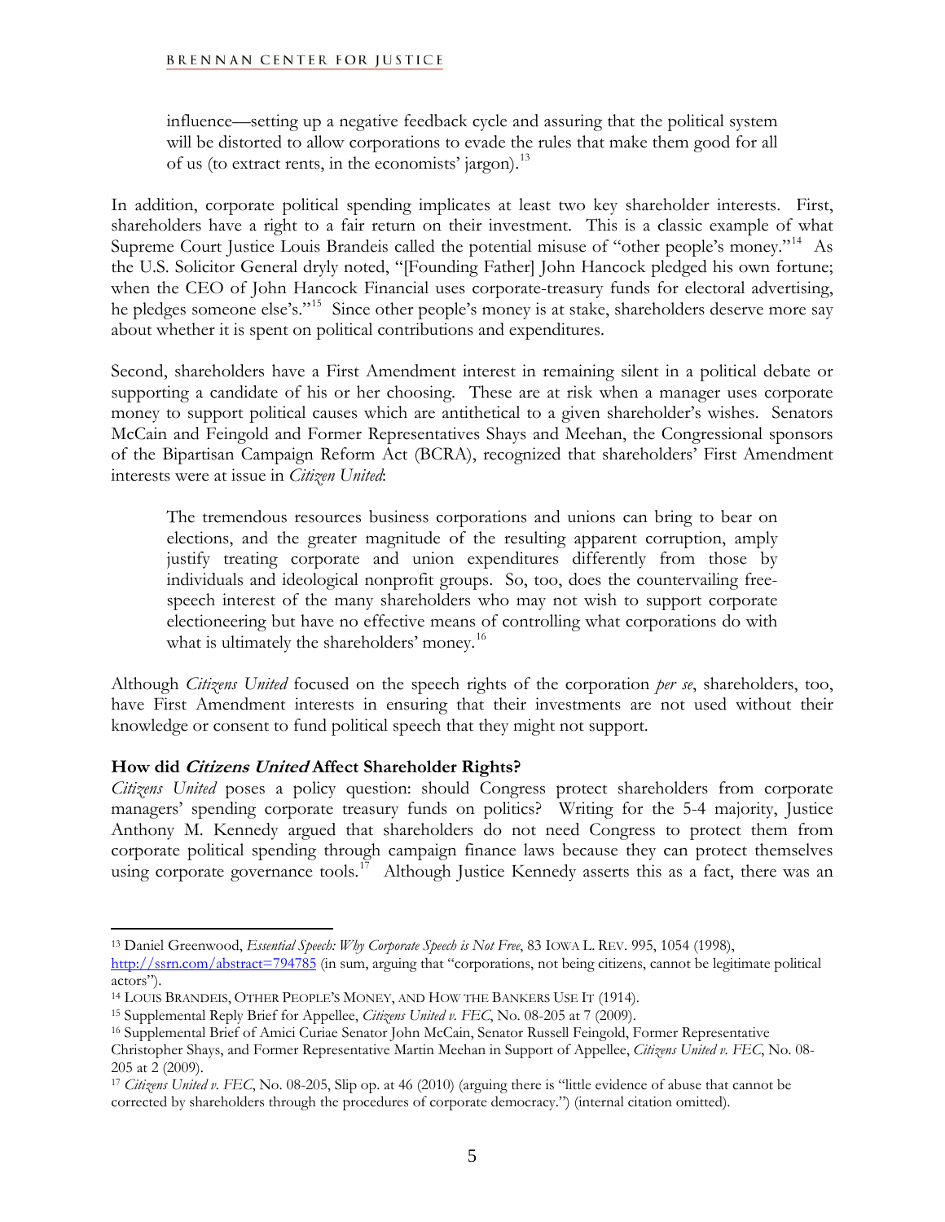> influence—setting up a negative feedback cycle and assuring that the political system will be distorted to allow corporations to evade the rules that make them good for all of us (to extract rents, in the economists' jargon).[13]

In addition, corporate political spending implicates at least two key shareholder interests. First, shareholders have a right to a fair return on their investment. This is a classic example of what Supreme Court Justice Louis Brandeis called the potential misuse of "other people's money."[14] As the U.S. Solicitor General dryly noted, "[Founding Father] John Hancock pledged his own fortune; when the CEO of John Hancock Financial uses corporate-treasury funds for electoral advertising, he pledges someone else's."[15] Since other people's money is at stake, shareholders deserve more say about whether it is spent on political contributions and expenditures.

Second, shareholders have a First Amendment interest in remaining silent in a political debate or supporting a candidate of his or her choosing. These are at risk when a manager uses corporate money to support political causes which are antithetical to a given shareholder's wishes. Senators McCain and Feingold and Former Representatives Shays and Meehan, the Congressional sponsors of the Bipartisan Campaign Reform Act (BCRA), recognized that shareholders' First Amendment interests were at issue in *Citizen United*:

> The tremendous resources business corporations and unions can bring to bear on elections, and the greater magnitude of the resulting apparent corruption, amply justify treating corporate and union expenditures differently from those by individuals and ideological nonprofit groups. So, too, does the countervailing free-speech interest of the many shareholders who may not wish to support corporate electioneering but have no effective means of controlling what corporations do with what is ultimately the shareholders' money.[16]

Although *Citizens United* focused on the speech rights of the corporation *per se*, shareholders, too, have First Amendment interests in ensuring that their investments are not used without their knowledge or consent to fund political speech that they might not support.

**How did *Citizens United* Affect Shareholder Rights?**

*Citizens United* poses a policy question: should Congress protect shareholders from corporate managers' spending corporate treasury funds on politics? Writing for the 5-4 majority, Justice Anthony M. Kennedy argued that shareholders do not need Congress to protect them from corporate political spending through campaign finance laws because they can protect themselves using corporate governance tools.[17] Although Justice Kennedy asserts this as a fact, there was an

---

[13] Daniel Greenwood, *Essential Speech: Why Corporate Speech is Not Free*, 83 IOWA L. REV. 995, 1054 (1998), http://ssrn.com/abstract=794785 (in sum, arguing that "corporations, not being citizens, cannot be legitimate political actors").

[14] LOUIS BRANDEIS, OTHER PEOPLE'S MONEY, AND HOW THE BANKERS USE IT (1914).

[15] Supplemental Reply Brief for Appellee, *Citizens United v. FEC*, No. 08-205 at 7 (2009).

[16] Supplemental Brief of Amici Curiae Senator John McCain, Senator Russell Feingold, Former Representative Christopher Shays, and Former Representative Martin Meehan in Support of Appellee, *Citizens United v. FEC*, No. 08-205 at 2 (2009).

[17] *Citizens United v. FEC*, No. 08-205, Slip op. at 46 (2010) (arguing there is "little evidence of abuse that cannot be corrected by shareholders through the procedures of corporate democracy.") (internal citation omitted).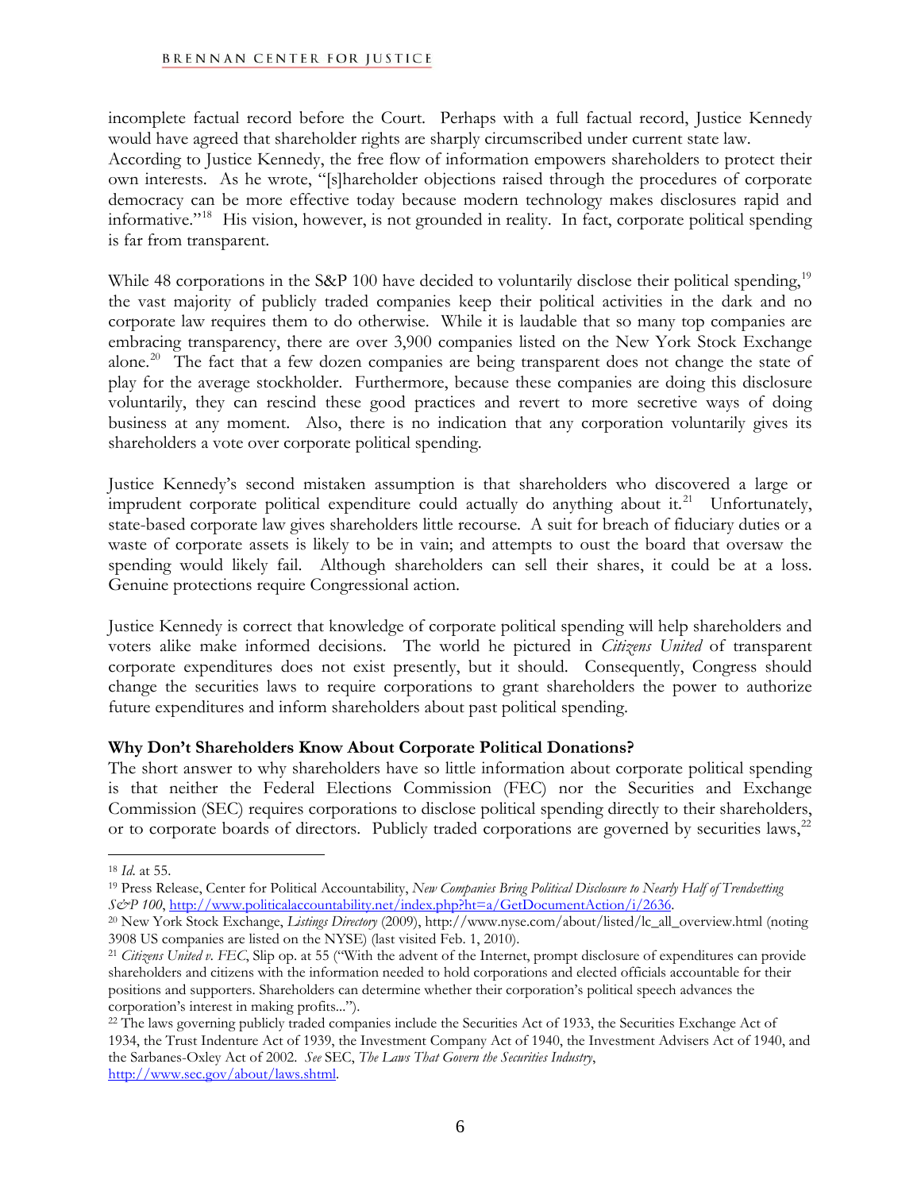incomplete factual record before the Court. Perhaps with a full factual record, Justice Kennedy would have agreed that shareholder rights are sharply circumscribed under current state law. According to Justice Kennedy, the free flow of information empowers shareholders to protect their own interests. As he wrote, "[s]hareholder objections raised through the procedures of corporate democracy can be more effective today because modern technology makes disclosures rapid and informative."[18] His vision, however, is not grounded in reality. In fact, corporate political spending is far from transparent.

While 48 corporations in the S&P 100 have decided to voluntarily disclose their political spending,[19] the vast majority of publicly traded companies keep their political activities in the dark and no corporate law requires them to do otherwise. While it is laudable that so many top companies are embracing transparency, there are over 3,900 companies listed on the New York Stock Exchange alone.[20] The fact that a few dozen companies are being transparent does not change the state of play for the average stockholder. Furthermore, because these companies are doing this disclosure voluntarily, they can rescind these good practices and revert to more secretive ways of doing business at any moment. Also, there is no indication that any corporation voluntarily gives its shareholders a vote over corporate political spending.

Justice Kennedy's second mistaken assumption is that shareholders who discovered a large or imprudent corporate political expenditure could actually do anything about it.[21] Unfortunately, state-based corporate law gives shareholders little recourse. A suit for breach of fiduciary duties or a waste of corporate assets is likely to be in vain; and attempts to oust the board that oversaw the spending would likely fail. Although shareholders can sell their shares, it could be at a loss. Genuine protections require Congressional action.

Justice Kennedy is correct that knowledge of corporate political spending will help shareholders and voters alike make informed decisions. The world he pictured in *Citizens United* of transparent corporate expenditures does not exist presently, but it should. Consequently, Congress should change the securities laws to require corporations to grant shareholders the power to authorize future expenditures and inform shareholders about past political spending.

**Why Don't Shareholders Know About Corporate Political Donations?**

The short answer to why shareholders have so little information about corporate political spending is that neither the Federal Elections Commission (FEC) nor the Securities and Exchange Commission (SEC) requires corporations to disclose political spending directly to their shareholders, or to corporate boards of directors. Publicly traded corporations are governed by securities laws,[22]

---

[18] *Id*. at 55.

[19] Press Release, Center for Political Accountability, *New Companies Bring Political Disclosure to Nearly Half of Trendsetting S&P 100*, http://www.politicalaccountability.net/index.php?ht=a/GetDocumentAction/i/2636.

[20] New York Stock Exchange, *Listings Directory* (2009), http://www.nyse.com/about/listed/lc_all_overview.html (noting 3908 US companies are listed on the NYSE) (last visited Feb. 1, 2010).

[21] *Citizens United v. FEC*, Slip op. at 55 ("With the advent of the Internet, prompt disclosure of expenditures can provide shareholders and citizens with the information needed to hold corporations and elected officials accountable for their positions and supporters. Shareholders can determine whether their corporation's political speech advances the corporation's interest in making profits...").

[22] The laws governing publicly traded companies include the Securities Act of 1933, the Securities Exchange Act of 1934, the Trust Indenture Act of 1939, the Investment Company Act of 1940, the Investment Advisers Act of 1940, and the Sarbanes-Oxley Act of 2002. *See* SEC, *The Laws That Govern the Securities Industry*, http://www.sec.gov/about/laws.shtml.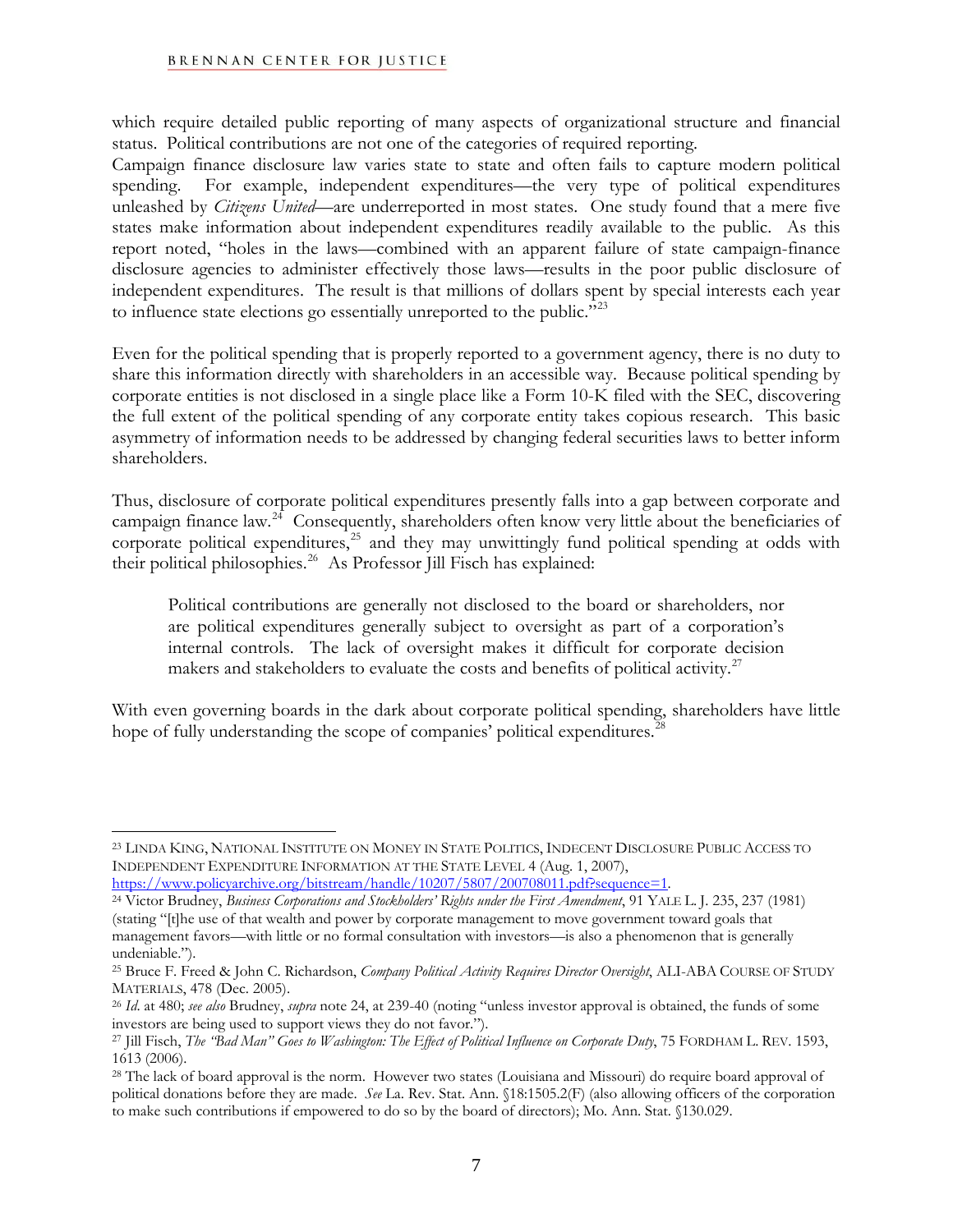which require detailed public reporting of many aspects of organizational structure and financial status. Political contributions are not one of the categories of required reporting.
Campaign finance disclosure law varies state to state and often fails to capture modern political spending. For example, independent expenditures—the very type of political expenditures unleashed by *Citizens United*—are underreported in most states. One study found that a mere five states make information about independent expenditures readily available to the public. As this report noted, "holes in the laws—combined with an apparent failure of state campaign-finance disclosure agencies to administer effectively those laws—results in the poor public disclosure of independent expenditures. The result is that millions of dollars spent by special interests each year to influence state elections go essentially unreported to the public."[23]

Even for the political spending that is properly reported to a government agency, there is no duty to share this information directly with shareholders in an accessible way. Because political spending by corporate entities is not disclosed in a single place like a Form 10-K filed with the SEC, discovering the full extent of the political spending of any corporate entity takes copious research. This basic asymmetry of information needs to be addressed by changing federal securities laws to better inform shareholders.

Thus, disclosure of corporate political expenditures presently falls into a gap between corporate and campaign finance law.[24] Consequently, shareholders often know very little about the beneficiaries of corporate political expenditures,[25] and they may unwittingly fund political spending at odds with their political philosophies.[26] As Professor Jill Fisch has explained:

> Political contributions are generally not disclosed to the board or shareholders, nor are political expenditures generally subject to oversight as part of a corporation's internal controls. The lack of oversight makes it difficult for corporate decision makers and stakeholders to evaluate the costs and benefits of political activity.[27]

With even governing boards in the dark about corporate political spending, shareholders have little hope of fully understanding the scope of companies' political expenditures.[28]

---

[23] LINDA KING, NATIONAL INSTITUTE ON MONEY IN STATE POLITICS, INDECENT DISCLOSURE PUBLIC ACCESS TO INDEPENDENT EXPENDITURE INFORMATION AT THE STATE LEVEL 4 (Aug. 1, 2007), https://www.policyarchive.org/bitstream/handle/10207/5807/200708011.pdf?sequence=1.

[24] Victor Brudney, *Business Corporations and Stockholders' Rights under the First Amendment*, 91 YALE L. J. 235, 237 (1981) (stating "[t]he use of that wealth and power by corporate management to move government toward goals that management favors—with little or no formal consultation with investors—is also a phenomenon that is generally undeniable.").

[25] Bruce F. Freed & John C. Richardson, *Company Political Activity Requires Director Oversight*, ALI-ABA COURSE OF STUDY MATERIALS, 478 (Dec. 2005).

[26] *Id.* at 480; *see also* Brudney, *supra* note 24, at 239-40 (noting "unless investor approval is obtained, the funds of some investors are being used to support views they do not favor.").

[27] Jill Fisch, *The "Bad Man" Goes to Washington: The Effect of Political Influence on Corporate Duty*, 75 FORDHAM L. REV. 1593, 1613 (2006).

[28] The lack of board approval is the norm. However two states (Louisiana and Missouri) do require board approval of political donations before they are made. *See* La. Rev. Stat. Ann. §18:1505.2(F) (also allowing officers of the corporation to make such contributions if empowered to do so by the board of directors); Mo. Ann. Stat. §130.029.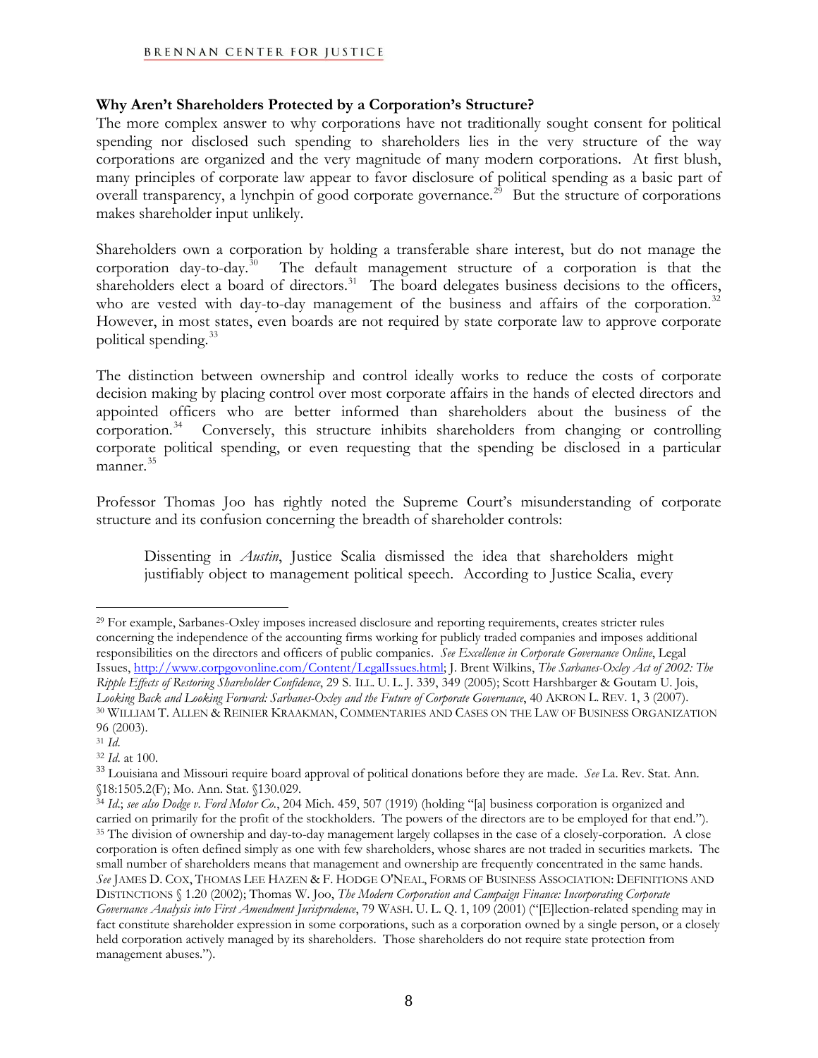**Why Aren't Shareholders Protected by a Corporation's Structure?**

The more complex answer to why corporations have not traditionally sought consent for political spending nor disclosed such spending to shareholders lies in the very structure of the way corporations are organized and the very magnitude of many modern corporations. At first blush, many principles of corporate law appear to favor disclosure of political spending as a basic part of overall transparency, a lynchpin of good corporate governance.[29] But the structure of corporations makes shareholder input unlikely.

Shareholders own a corporation by holding a transferable share interest, but do not manage the corporation day-to-day.[30] The default management structure of a corporation is that the shareholders elect a board of directors.[31] The board delegates business decisions to the officers, who are vested with day-to-day management of the business and affairs of the corporation.[32] However, in most states, even boards are not required by state corporate law to approve corporate political spending.[33]

The distinction between ownership and control ideally works to reduce the costs of corporate decision making by placing control over most corporate affairs in the hands of elected directors and appointed officers who are better informed than shareholders about the business of the corporation.[34] Conversely, this structure inhibits shareholders from changing or controlling corporate political spending, or even requesting that the spending be disclosed in a particular manner.[35]

Professor Thomas Joo has rightly noted the Supreme Court's misunderstanding of corporate structure and its confusion concerning the breadth of shareholder controls:

> Dissenting in *Austin*, Justice Scalia dismissed the idea that shareholders might justifiably object to management political speech. According to Justice Scalia, every

---

[29] For example, Sarbanes-Oxley imposes increased disclosure and reporting requirements, creates stricter rules concerning the independence of the accounting firms working for publicly traded companies and imposes additional responsibilities on the directors and officers of public companies. *See Excellence in Corporate Governance Online*, Legal Issues, http://www.corpgovonline.com/Content/LegalIssues.html; J. Brent Wilkins, *The Sarbanes-Oxley Act of 2002: The Ripple Effects of Restoring Shareholder Confidence*, 29 S. ILL. U. L. J. 339, 349 (2005); Scott Harshbarger & Goutam U. Jois, *Looking Back and Looking Forward: Sarbanes-Oxley and the Future of Corporate Governance*, 40 AKRON L. REV. 1, 3 (2007).

[30] WILLIAM T. ALLEN & REINIER KRAAKMAN, COMMENTARIES AND CASES ON THE LAW OF BUSINESS ORGANIZATION 96 (2003).

[31] *Id.*

[32] *Id.* at 100.

[33] Louisiana and Missouri require board approval of political donations before they are made. *See* La. Rev. Stat. Ann. §18:1505.2(F); Mo. Ann. Stat. §130.029.

[34] *Id.*; *see also Dodge v. Ford Motor Co.*, 204 Mich. 459, 507 (1919) (holding "[a] business corporation is organized and carried on primarily for the profit of the stockholders. The powers of the directors are to be employed for that end.").

[35] The division of ownership and day-to-day management largely collapses in the case of a closely-corporation. A close corporation is often defined simply as one with few shareholders, whose shares are not traded in securities markets. The small number of shareholders means that management and ownership are frequently concentrated in the same hands. *See* JAMES D. COX, THOMAS LEE HAZEN & F. HODGE O'NEAL, FORMS OF BUSINESS ASSOCIATION: DEFINITIONS AND DISTINCTIONS § 1.20 (2002); Thomas W. Joo, *The Modern Corporation and Campaign Finance: Incorporating Corporate Governance Analysis into First Amendment Jurisprudence*, 79 WASH. U. L. Q. 1, 109 (2001) ("[E]lection-related spending may in fact constitute shareholder expression in some corporations, such as a corporation owned by a single person, or a closely held corporation actively managed by its shareholders. Those shareholders do not require state protection from management abuses.").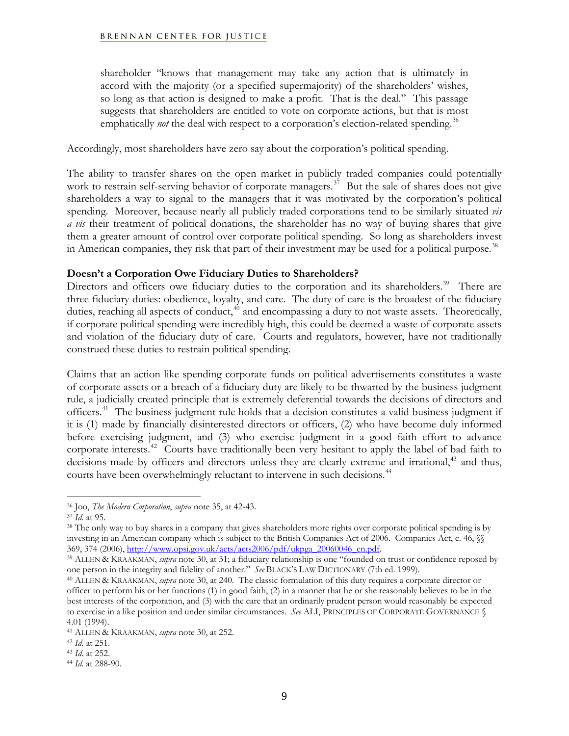shareholder "knows that management may take any action that is ultimately in accord with the majority (or a specified supermajority) of the shareholders' wishes, so long as that action is designed to make a profit. That is the deal." This passage suggests that shareholders are entitled to vote on corporate actions, but that is most emphatically *not* the deal with respect to a corporation's election-related spending.[36]

Accordingly, most shareholders have zero say about the corporation's political spending.

The ability to transfer shares on the open market in publicly traded companies could potentially work to restrain self-serving behavior of corporate managers.[37] But the sale of shares does not give shareholders a way to signal to the managers that it was motivated by the corporation's political spending. Moreover, because nearly all publicly traded corporations tend to be similarly situated *vis a vis* their treatment of political donations, the shareholder has no way of buying shares that give them a greater amount of control over corporate political spending. So long as shareholders invest in American companies, they risk that part of their investment may be used for a political purpose.[38]

**Doesn't a Corporation Owe Fiduciary Duties to Shareholders?**

Directors and officers owe fiduciary duties to the corporation and its shareholders.[39] There are three fiduciary duties: obedience, loyalty, and care. The duty of care is the broadest of the fiduciary duties, reaching all aspects of conduct,[40] and encompassing a duty to not waste assets. Theoretically, if corporate political spending were incredibly high, this could be deemed a waste of corporate assets and violation of the fiduciary duty of care. Courts and regulators, however, have not traditionally construed these duties to restrain political spending.

Claims that an action like spending corporate funds on political advertisements constitutes a waste of corporate assets or a breach of a fiduciary duty are likely to be thwarted by the business judgment rule, a judicially created principle that is extremely deferential towards the decisions of directors and officers.[41] The business judgment rule holds that a decision constitutes a valid business judgment if it is (1) made by financially disinterested directors or officers, (2) who have become duly informed before exercising judgment, and (3) who exercise judgment in a good faith effort to advance corporate interests.[42] Courts have traditionally been very hesitant to apply the label of bad faith to decisions made by officers and directors unless they are clearly extreme and irrational,[43] and thus, courts have been overwhelmingly reluctant to intervene in such decisions.[44]

---

[36] Joo, *The Modern Corporation*, *supra* note 35, at 42-43.

[37] *Id.* at 95.

[38] The only way to buy shares in a company that gives shareholders more rights over corporate political spending is by investing in an American company which is subject to the British Companies Act of 2006. Companies Act, c. 46, §§ 369, 374 (2006), http://www.opsi.gov.uk/acts/acts2006/pdf/ukpga_20060046_en.pdf.

[39] ALLEN & KRAAKMAN, *supra* note 30, at 31; a fiduciary relationship is one "founded on trust or confidence reposed by one person in the integrity and fidelity of another." *See* BLACK'S LAW DICTIONARY (7th ed. 1999).

[40] ALLEN & KRAAKMAN, *supra* note 30, at 240. The classic formulation of this duty requires a corporate director or officer to perform his or her functions (1) in good faith, (2) in a manner that he or she reasonably believes to be in the best interests of the corporation, and (3) with the care that an ordinarily prudent person would reasonably be expected to exercise in a like position and under similar circumstances. *See* ALI, PRINCIPLES OF CORPORATE GOVERNANCE § 4.01 (1994).

[41] ALLEN & KRAAKMAN, *supra* note 30, at 252.

[42] *Id.* at 251.

[43] *Id.* at 252.

[44] *Id.* at 288-90.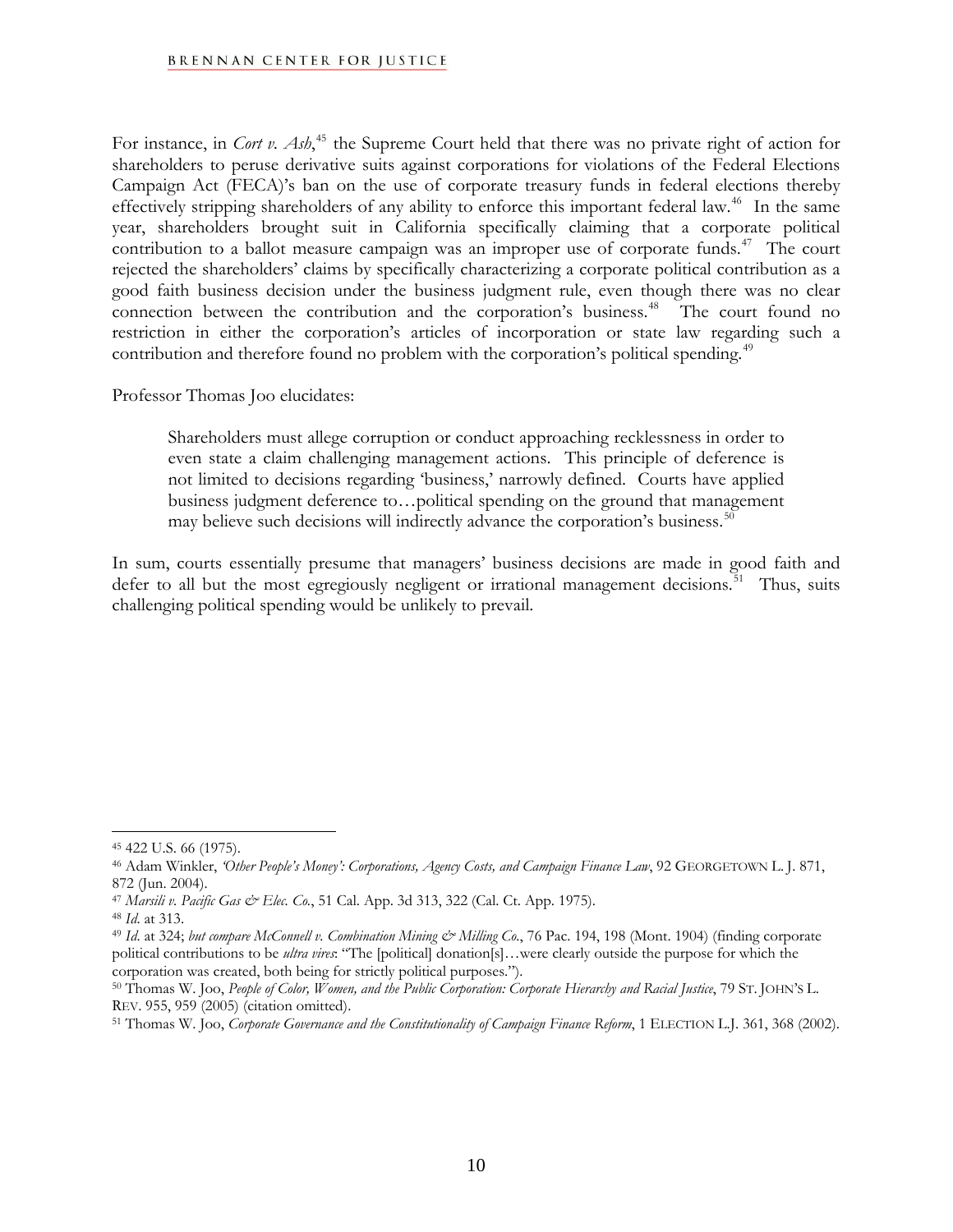For instance, in *Cort v. Ash*,[45] the Supreme Court held that there was no private right of action for shareholders to peruse derivative suits against corporations for violations of the Federal Elections Campaign Act (FECA)'s ban on the use of corporate treasury funds in federal elections thereby effectively stripping shareholders of any ability to enforce this important federal law.[46] In the same year, shareholders brought suit in California specifically claiming that a corporate political contribution to a ballot measure campaign was an improper use of corporate funds.[47] The court rejected the shareholders' claims by specifically characterizing a corporate political contribution as a good faith business decision under the business judgment rule, even though there was no clear connection between the contribution and the corporation's business.[48] The court found no restriction in either the corporation's articles of incorporation or state law regarding such a contribution and therefore found no problem with the corporation's political spending.[49]

Professor Thomas Joo elucidates:

> Shareholders must allege corruption or conduct approaching recklessness in order to even state a claim challenging management actions. This principle of deference is not limited to decisions regarding 'business,' narrowly defined. Courts have applied business judgment deference to…political spending on the ground that management may believe such decisions will indirectly advance the corporation's business.[50]

In sum, courts essentially presume that managers' business decisions are made in good faith and defer to all but the most egregiously negligent or irrational management decisions.[51] Thus, suits challenging political spending would be unlikely to prevail.

---

[45] 422 U.S. 66 (1975).

[46] Adam Winkler, *'Other People's Money': Corporations, Agency Costs, and Campaign Finance Law*, 92 GEORGETOWN L. J. 871, 872 (Jun. 2004).

[47] *Marsili v. Pacific Gas & Elec. Co.*, 51 Cal. App. 3d 313, 322 (Cal. Ct. App. 1975).

[48] *Id*. at 313.

[49] *Id*. at 324; *but compare McConnell v. Combination Mining & Milling Co.*, 76 Pac. 194, 198 (Mont. 1904) (finding corporate political contributions to be *ultra vires*: "The [political] donation[s]…were clearly outside the purpose for which the corporation was created, both being for strictly political purposes.").

[50] Thomas W. Joo, *People of Color, Women, and the Public Corporation: Corporate Hierarchy and Racial Justice*, 79 ST. JOHN'S L. REV. 955, 959 (2005) (citation omitted).

[51] Thomas W. Joo, *Corporate Governance and the Constitutionality of Campaign Finance Reform*, 1 ELECTION L.J. 361, 368 (2002).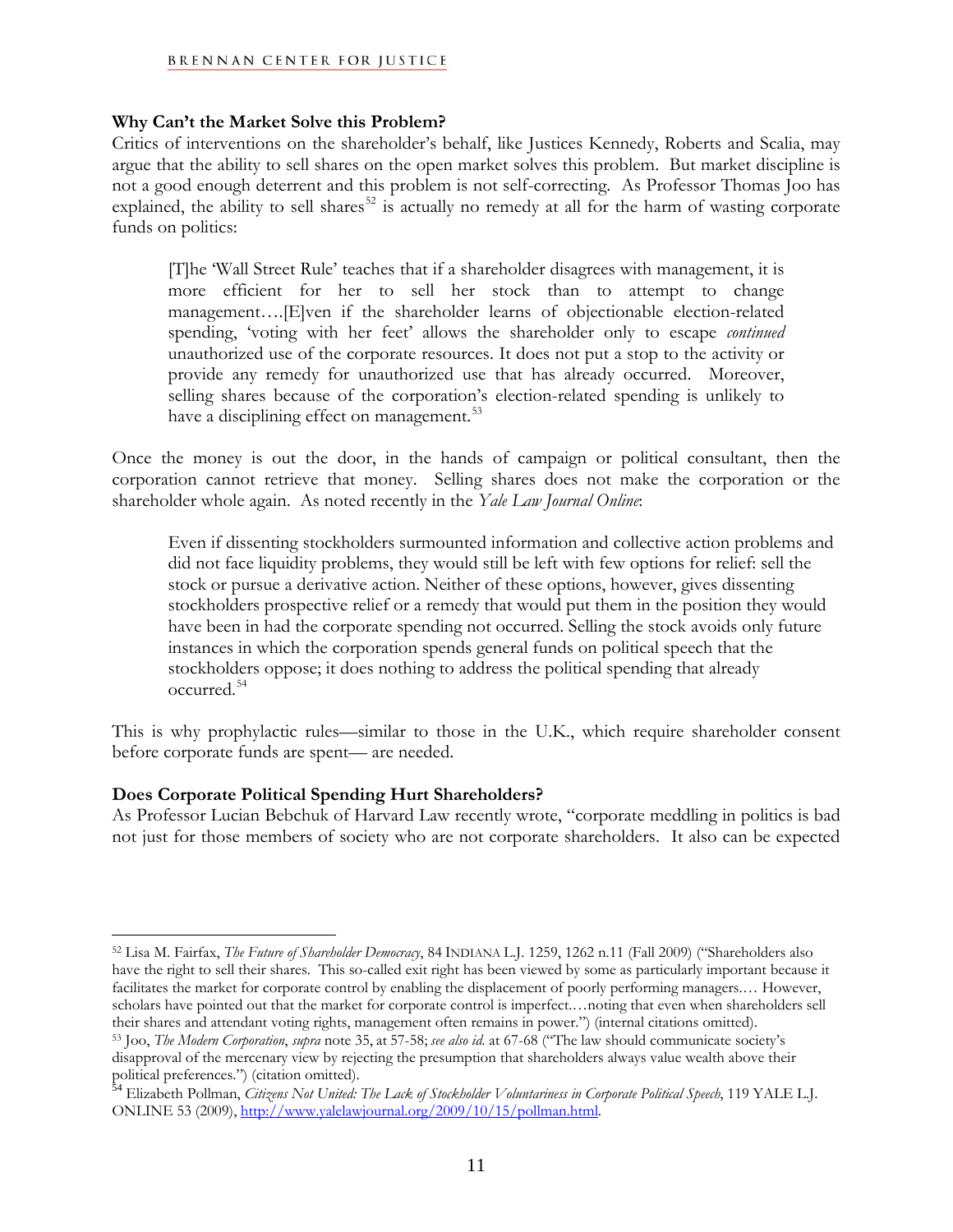**Why Can't the Market Solve this Problem?**

Critics of interventions on the shareholder's behalf, like Justices Kennedy, Roberts and Scalia, may argue that the ability to sell shares on the open market solves this problem. But market discipline is not a good enough deterrent and this problem is not self-correcting. As Professor Thomas Joo has explained, the ability to sell shares[52] is actually no remedy at all for the harm of wasting corporate funds on politics:

> [T]he 'Wall Street Rule' teaches that if a shareholder disagrees with management, it is more efficient for her to sell her stock than to attempt to change management….[E]ven if the shareholder learns of objectionable election-related spending, 'voting with her feet' allows the shareholder only to escape *continued* unauthorized use of the corporate resources. It does not put a stop to the activity or provide any remedy for unauthorized use that has already occurred. Moreover, selling shares because of the corporation's election-related spending is unlikely to have a disciplining effect on management.[53]

Once the money is out the door, in the hands of campaign or political consultant, then the corporation cannot retrieve that money. Selling shares does not make the corporation or the shareholder whole again. As noted recently in the *Yale Law Journal Online*:

> Even if dissenting stockholders surmounted information and collective action problems and did not face liquidity problems, they would still be left with few options for relief: sell the stock or pursue a derivative action. Neither of these options, however, gives dissenting stockholders prospective relief or a remedy that would put them in the position they would have been in had the corporate spending not occurred. Selling the stock avoids only future instances in which the corporation spends general funds on political speech that the stockholders oppose; it does nothing to address the political spending that already occurred.[54]

This is why prophylactic rules—similar to those in the U.K., which require shareholder consent before corporate funds are spent— are needed.

**Does Corporate Political Spending Hurt Shareholders?**

As Professor Lucian Bebchuk of Harvard Law recently wrote, "corporate meddling in politics is bad not just for those members of society who are not corporate shareholders. It also can be expected

---

[52] Lisa M. Fairfax, *The Future of Shareholder Democracy*, 84 INDIANA L.J. 1259, 1262 n.11 (Fall 2009) ("Shareholders also have the right to sell their shares. This so-called exit right has been viewed by some as particularly important because it facilitates the market for corporate control by enabling the displacement of poorly performing managers.… However, scholars have pointed out that the market for corporate control is imperfect.…noting that even when shareholders sell their shares and attendant voting rights, management often remains in power.") (internal citations omitted).

[53] Joo, *The Modern Corporation*, *supra* note 35, at 57-58; *see also id.* at 67-68 ("The law should communicate society's disapproval of the mercenary view by rejecting the presumption that shareholders always value wealth above their political preferences.") (citation omitted).

[54] Elizabeth Pollman, *Citizens Not United: The Lack of Stockholder Voluntariness in Corporate Political Speech*, 119 YALE L.J. ONLINE 53 (2009), http://www.yalelawjournal.org/2009/10/15/pollman.html.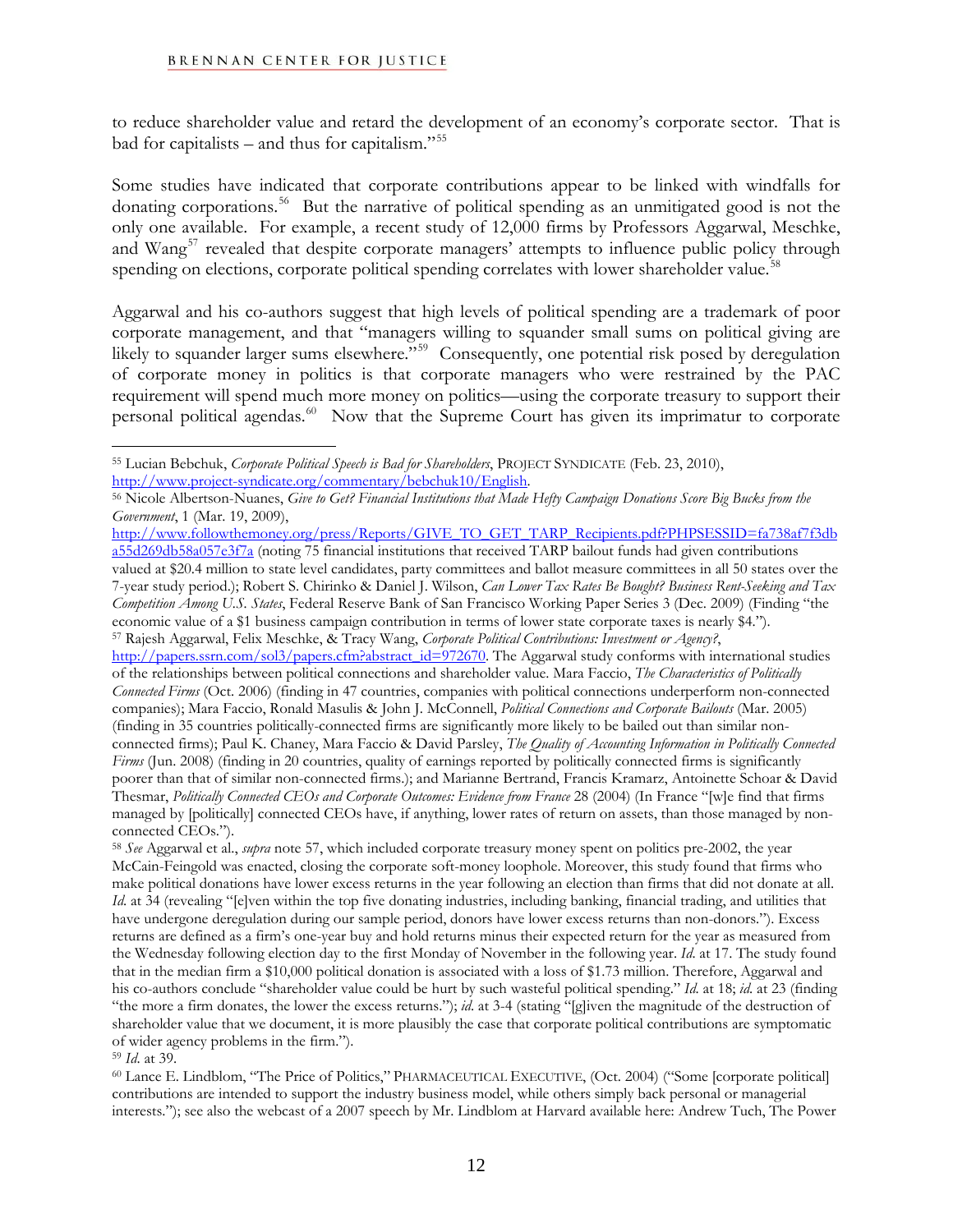to reduce shareholder value and retard the development of an economy's corporate sector. That is bad for capitalists – and thus for capitalism."[55]

Some studies have indicated that corporate contributions appear to be linked with windfalls for donating corporations.[56] But the narrative of political spending as an unmitigated good is not the only one available. For example, a recent study of 12,000 firms by Professors Aggarwal, Meschke, and Wang[57] revealed that despite corporate managers' attempts to influence public policy through spending on elections, corporate political spending correlates with lower shareholder value.[58]

Aggarwal and his co-authors suggest that high levels of political spending are a trademark of poor corporate management, and that "managers willing to squander small sums on political giving are likely to squander larger sums elsewhere."[59] Consequently, one potential risk posed by deregulation of corporate money in politics is that corporate managers who were restrained by the PAC requirement will spend much more money on politics—using the corporate treasury to support their personal political agendas.[60] Now that the Supreme Court has given its imprimatur to corporate

---

[55] Lucian Bebchuk, *Corporate Political Speech is Bad for Shareholders*, PROJECT SYNDICATE (Feb. 23, 2010), http://www.project-syndicate.org/commentary/bebchuk10/English.

[56] Nicole Albertson-Nuanes, *Give to Get? Financial Institutions that Made Hefty Campaign Donations Score Big Bucks from the Government*, 1 (Mar. 19, 2009), http://www.followthemoney.org/press/Reports/GIVE_TO_GET_TARP_Recipients.pdf?PHPSESSID=fa738af7f3dba55d269db58a057e3f7a (noting 75 financial institutions that received TARP bailout funds had given contributions valued at $20.4 million to state level candidates, party committees and ballot measure committees in all 50 states over the 7-year study period.); Robert S. Chirinko & Daniel J. Wilson, *Can Lower Tax Rates Be Bought? Business Rent-Seeking and Tax Competition Among U.S. States*, Federal Reserve Bank of San Francisco Working Paper Series 3 (Dec. 2009) (Finding "the economic value of a $1 business campaign contribution in terms of lower state corporate taxes is nearly $4.").

[57] Rajesh Aggarwal, Felix Meschke, & Tracy Wang, *Corporate Political Contributions: Investment or Agency?*, http://papers.ssrn.com/sol3/papers.cfm?abstract_id=972670. The Aggarwal study conforms with international studies of the relationships between political connections and shareholder value. Mara Faccio, *The Characteristics of Politically Connected Firms* (Oct. 2006) (finding in 47 countries, companies with political connections underperform non-connected companies); Mara Faccio, Ronald Masulis & John J. McConnell, *Political Connections and Corporate Bailouts* (Mar. 2005) (finding in 35 countries politically-connected firms are significantly more likely to be bailed out than similar non-connected firms); Paul K. Chaney, Mara Faccio & David Parsley, *The Quality of Accounting Information in Politically Connected Firms* (Jun. 2008) (finding in 20 countries, quality of earnings reported by politically connected firms is significantly poorer than that of similar non-connected firms.); and Marianne Bertrand, Francis Kramarz, Antoinette Schoar & David Thesmar, *Politically Connected CEOs and Corporate Outcomes: Evidence from France* 28 (2004) (In France "[w]e find that firms managed by [politically] connected CEOs have, if anything, lower rates of return on assets, than those managed by non-connected CEOs.").

[58] *See* Aggarwal et al., *supra* note 57, which included corporate treasury money spent on politics pre-2002, the year McCain-Feingold was enacted, closing the corporate soft-money loophole. Moreover, this study found that firms who make political donations have lower excess returns in the year following an election than firms that did not donate at all. *Id.* at 34 (revealing "[e]ven within the top five donating industries, including banking, financial trading, and utilities that have undergone deregulation during our sample period, donors have lower excess returns than non-donors."). Excess returns are defined as a firm's one-year buy and hold returns minus their expected return for the year as measured from the Wednesday following election day to the first Monday of November in the following year. *Id.* at 17. The study found that in the median firm a $10,000 political donation is associated with a loss of $1.73 million. Therefore, Aggarwal and his co-authors conclude "shareholder value could be hurt by such wasteful political spending." *Id.* at 18; *id.* at 23 (finding "the more a firm donates, the lower the excess returns."); *id.* at 3-4 (stating "[g]iven the magnitude of the destruction of shareholder value that we document, it is more plausibly the case that corporate political contributions are symptomatic of wider agency problems in the firm.").

[59] *Id.* at 39.

[60] Lance E. Lindblom, "The Price of Politics," PHARMACEUTICAL EXECUTIVE, (Oct. 2004) ("Some [corporate political] contributions are intended to support the industry business model, while others simply back personal or managerial interests."); see also the webcast of a 2007 speech by Mr. Lindblom at Harvard available here: Andrew Tuch, The Power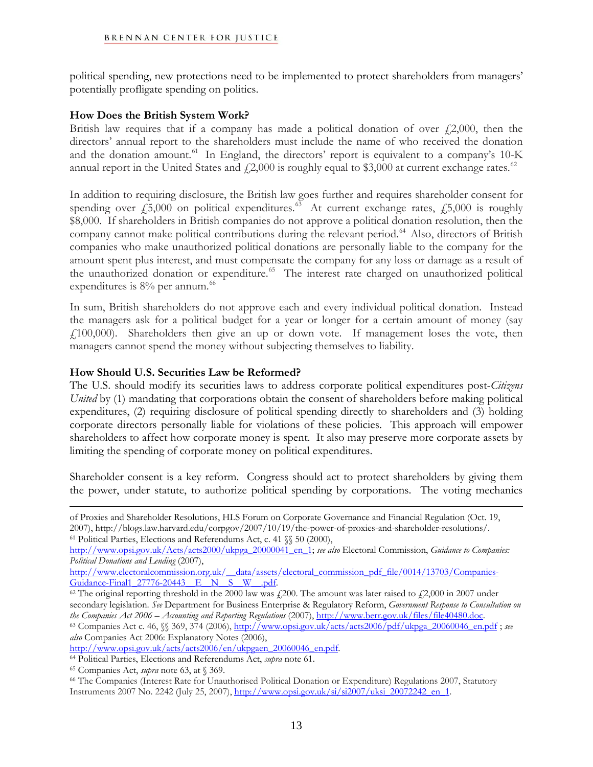political spending, new protections need to be implemented to protect shareholders from managers' potentially profligate spending on politics.

**How Does the British System Work?**

British law requires that if a company has made a political donation of over £2,000, then the directors' annual report to the shareholders must include the name of who received the donation and the donation amount.[61] In England, the directors' report is equivalent to a company's 10-K annual report in the United States and £2,000 is roughly equal to $3,000 at current exchange rates.[62]

In addition to requiring disclosure, the British law goes further and requires shareholder consent for spending over £5,000 on political expenditures.[63] At current exchange rates, £5,000 is roughly $8,000. If shareholders in British companies do not approve a political donation resolution, then the company cannot make political contributions during the relevant period.[64] Also, directors of British companies who make unauthorized political donations are personally liable to the company for the amount spent plus interest, and must compensate the company for any loss or damage as a result of the unauthorized donation or expenditure.[65] The interest rate charged on unauthorized political expenditures is 8% per annum.[66]

In sum, British shareholders do not approve each and every individual political donation. Instead the managers ask for a political budget for a year or longer for a certain amount of money (say £100,000). Shareholders then give an up or down vote. If management loses the vote, then managers cannot spend the money without subjecting themselves to liability.

**How Should U.S. Securities Law be Reformed?**

The U.S. should modify its securities laws to address corporate political expenditures post-*Citizens United* by (1) mandating that corporations obtain the consent of shareholders before making political expenditures, (2) requiring disclosure of political spending directly to shareholders and (3) holding corporate directors personally liable for violations of these policies. This approach will empower shareholders to affect how corporate money is spent. It also may preserve more corporate assets by limiting the spending of corporate money on political expenditures.

Shareholder consent is a key reform. Congress should act to protect shareholders by giving them the power, under statute, to authorize political spending by corporations. The voting mechanics

---

of Proxies and Shareholder Resolutions, HLS Forum on Corporate Governance and Financial Regulation (Oct. 19, 2007), http://blogs.law.harvard.edu/corpgov/2007/10/19/the-power-of-proxies-and-shareholder-resolutions/.

[61] Political Parties, Elections and Referendums Act, c. 41 §§ 50 (2000), http://www.opsi.gov.uk/Acts/acts2000/ukpga_20000041_en_1; *see also* Electoral Commission, *Guidance to Companies: Political Donations and Lending* (2007), http://www.electoralcommission.org.uk/__data/assets/electoral_commission_pdf_file/0014/13703/Companies-Guidance-Final1_27776-20443__E__N__S__W__.pdf.

[62] The original reporting threshold in the 2000 law was £200. The amount was later raised to £2,000 in 2007 under secondary legislation. *See* Department for Business Enterprise & Regulatory Reform, *Government Response to Consultation on the Companies Act 2006 – Accounting and Reporting Regulations* (2007), http://www.berr.gov.uk/files/file40480.doc.

[63] Companies Act c. 46, §§ 369, 374 (2006), http://www.opsi.gov.uk/acts/acts2006/pdf/ukpga_20060046_en.pdf ; *see also* Companies Act 2006: Explanatory Notes (2006), http://www.opsi.gov.uk/acts/acts2006/en/ukpgaen_20060046_en.pdf.

[64] Political Parties, Elections and Referendums Act, *supra* note 61.

[65] Companies Act, *supra* note 63, at § 369.

[66] The Companies (Interest Rate for Unauthorised Political Donation or Expenditure) Regulations 2007, Statutory Instruments 2007 No. 2242 (July 25, 2007), http://www.opsi.gov.uk/si/si2007/uksi_20072242_en_1.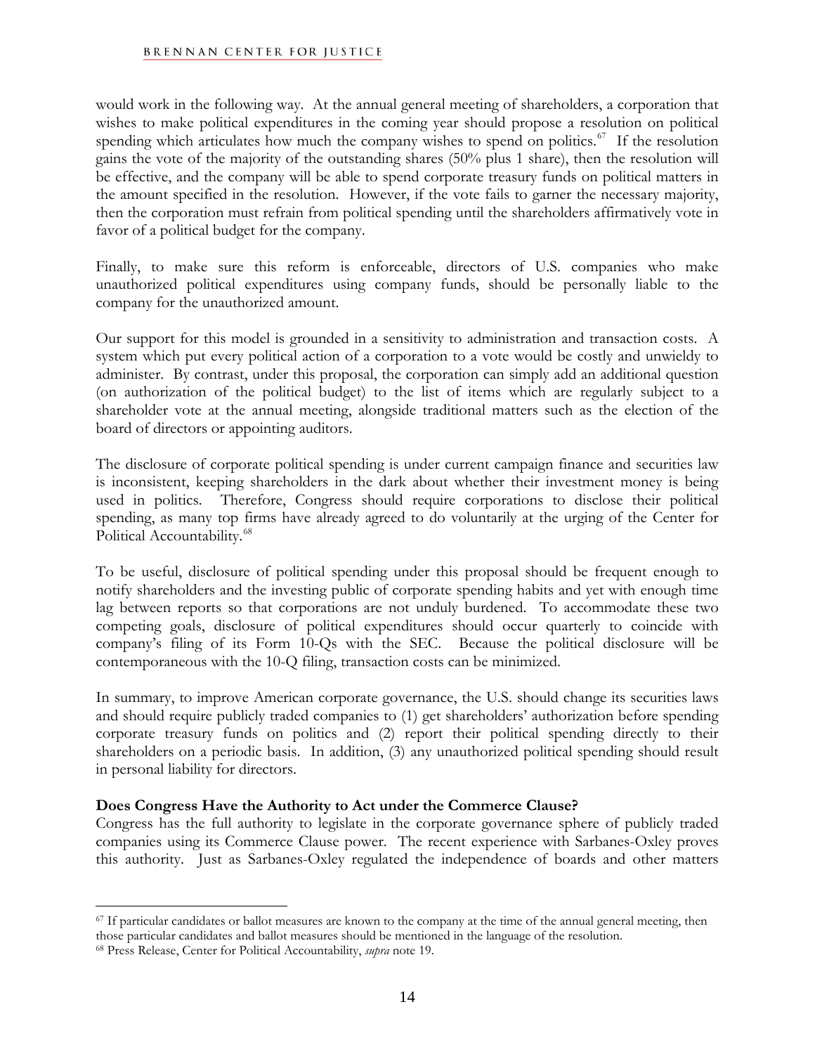would work in the following way. At the annual general meeting of shareholders, a corporation that wishes to make political expenditures in the coming year should propose a resolution on political spending which articulates how much the company wishes to spend on politics.[67] If the resolution gains the vote of the majority of the outstanding shares (50% plus 1 share), then the resolution will be effective, and the company will be able to spend corporate treasury funds on political matters in the amount specified in the resolution. However, if the vote fails to garner the necessary majority, then the corporation must refrain from political spending until the shareholders affirmatively vote in favor of a political budget for the company.

Finally, to make sure this reform is enforceable, directors of U.S. companies who make unauthorized political expenditures using company funds, should be personally liable to the company for the unauthorized amount.

Our support for this model is grounded in a sensitivity to administration and transaction costs. A system which put every political action of a corporation to a vote would be costly and unwieldy to administer. By contrast, under this proposal, the corporation can simply add an additional question (on authorization of the political budget) to the list of items which are regularly subject to a shareholder vote at the annual meeting, alongside traditional matters such as the election of the board of directors or appointing auditors.

The disclosure of corporate political spending is under current campaign finance and securities law is inconsistent, keeping shareholders in the dark about whether their investment money is being used in politics. Therefore, Congress should require corporations to disclose their political spending, as many top firms have already agreed to do voluntarily at the urging of the Center for Political Accountability.[68]

To be useful, disclosure of political spending under this proposal should be frequent enough to notify shareholders and the investing public of corporate spending habits and yet with enough time lag between reports so that corporations are not unduly burdened. To accommodate these two competing goals, disclosure of political expenditures should occur quarterly to coincide with company's filing of its Form 10-Qs with the SEC. Because the political disclosure will be contemporaneous with the 10-Q filing, transaction costs can be minimized.

In summary, to improve American corporate governance, the U.S. should change its securities laws and should require publicly traded companies to (1) get shareholders' authorization before spending corporate treasury funds on politics and (2) report their political spending directly to their shareholders on a periodic basis. In addition, (3) any unauthorized political spending should result in personal liability for directors.

**Does Congress Have the Authority to Act under the Commerce Clause?**

Congress has the full authority to legislate in the corporate governance sphere of publicly traded companies using its Commerce Clause power. The recent experience with Sarbanes-Oxley proves this authority. Just as Sarbanes-Oxley regulated the independence of boards and other matters

---

[67] If particular candidates or ballot measures are known to the company at the time of the annual general meeting, then those particular candidates and ballot measures should be mentioned in the language of the resolution.

[68] Press Release, Center for Political Accountability, *supra* note 19.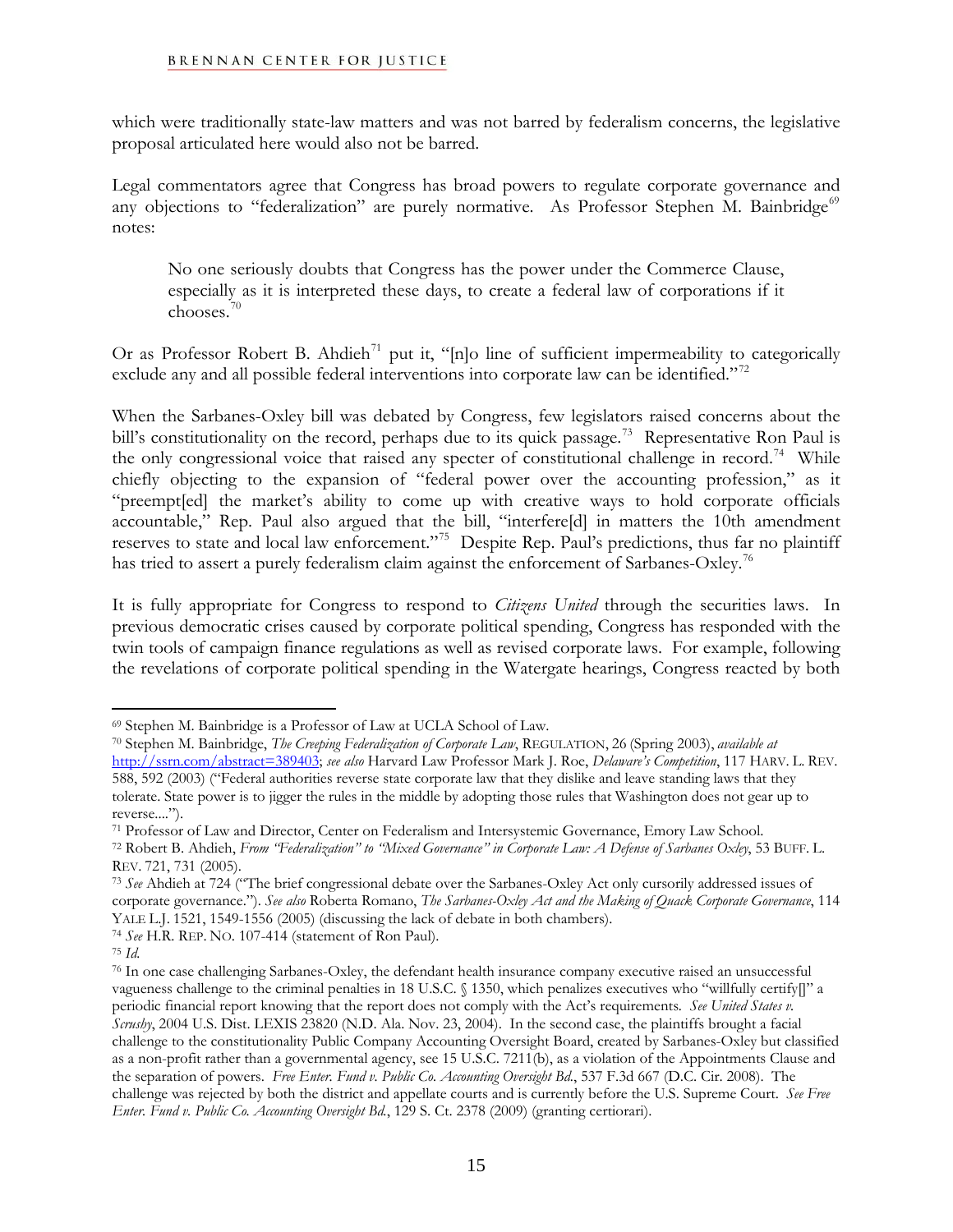which were traditionally state-law matters and was not barred by federalism concerns, the legislative proposal articulated here would also not be barred.

Legal commentators agree that Congress has broad powers to regulate corporate governance and any objections to "federalization" are purely normative. As Professor Stephen M. Bainbridge[69] notes:

> No one seriously doubts that Congress has the power under the Commerce Clause, especially as it is interpreted these days, to create a federal law of corporations if it chooses.[70]

Or as Professor Robert B. Ahdieh[71] put it, "[n]o line of sufficient impermeability to categorically exclude any and all possible federal interventions into corporate law can be identified."[72]

When the Sarbanes-Oxley bill was debated by Congress, few legislators raised concerns about the bill's constitutionality on the record, perhaps due to its quick passage.[73] Representative Ron Paul is the only congressional voice that raised any specter of constitutional challenge in record.[74] While chiefly objecting to the expansion of "federal power over the accounting profession," as it "preempt[ed] the market's ability to come up with creative ways to hold corporate officials accountable," Rep. Paul also argued that the bill, "interfere[d] in matters the 10th amendment reserves to state and local law enforcement."[75] Despite Rep. Paul's predictions, thus far no plaintiff has tried to assert a purely federalism claim against the enforcement of Sarbanes-Oxley.[76]

It is fully appropriate for Congress to respond to *Citizens United* through the securities laws. In previous democratic crises caused by corporate political spending, Congress has responded with the twin tools of campaign finance regulations as well as revised corporate laws. For example, following the revelations of corporate political spending in the Watergate hearings, Congress reacted by both

---

[69] Stephen M. Bainbridge is a Professor of Law at UCLA School of Law.

[70] Stephen M. Bainbridge, *The Creeping Federalization of Corporate Law*, REGULATION, 26 (Spring 2003), *available at* http://ssrn.com/abstract=389403; *see also* Harvard Law Professor Mark J. Roe, *Delaware's Competition*, 117 HARV. L. REV. 588, 592 (2003) ("Federal authorities reverse state corporate law that they dislike and leave standing laws that they tolerate. State power is to jigger the rules in the middle by adopting those rules that Washington does not gear up to reverse....").

[71] Professor of Law and Director, Center on Federalism and Intersystemic Governance, Emory Law School.

[72] Robert B. Ahdieh, *From "Federalization" to "Mixed Governance" in Corporate Law: A Defense of Sarbanes Oxley*, 53 BUFF. L. REV. 721, 731 (2005).

[73] *See* Ahdieh at 724 ("The brief congressional debate over the Sarbanes-Oxley Act only cursorily addressed issues of corporate governance."). *See also* Roberta Romano, *The Sarbanes-Oxley Act and the Making of Quack Corporate Governance*, 114 YALE L.J. 1521, 1549-1556 (2005) (discussing the lack of debate in both chambers).

[74] *See* H.R. REP. NO. 107-414 (statement of Ron Paul).

[75] *Id.*

[76] In one case challenging Sarbanes-Oxley, the defendant health insurance company executive raised an unsuccessful vagueness challenge to the criminal penalties in 18 U.S.C. § 1350, which penalizes executives who "willfully certify[]" a periodic financial report knowing that the report does not comply with the Act's requirements. *See United States v. Scrushy*, 2004 U.S. Dist. LEXIS 23820 (N.D. Ala. Nov. 23, 2004). In the second case, the plaintiffs brought a facial challenge to the constitutionality Public Company Accounting Oversight Board, created by Sarbanes-Oxley but classified as a non-profit rather than a governmental agency, see 15 U.S.C. 7211(b), as a violation of the Appointments Clause and the separation of powers. *Free Enter. Fund v. Public Co. Accounting Oversight Bd.*, 537 F.3d 667 (D.C. Cir. 2008). The challenge was rejected by both the district and appellate courts and is currently before the U.S. Supreme Court. *See Free Enter. Fund v. Public Co. Accounting Oversight Bd.*, 129 S. Ct. 2378 (2009) (granting certiorari).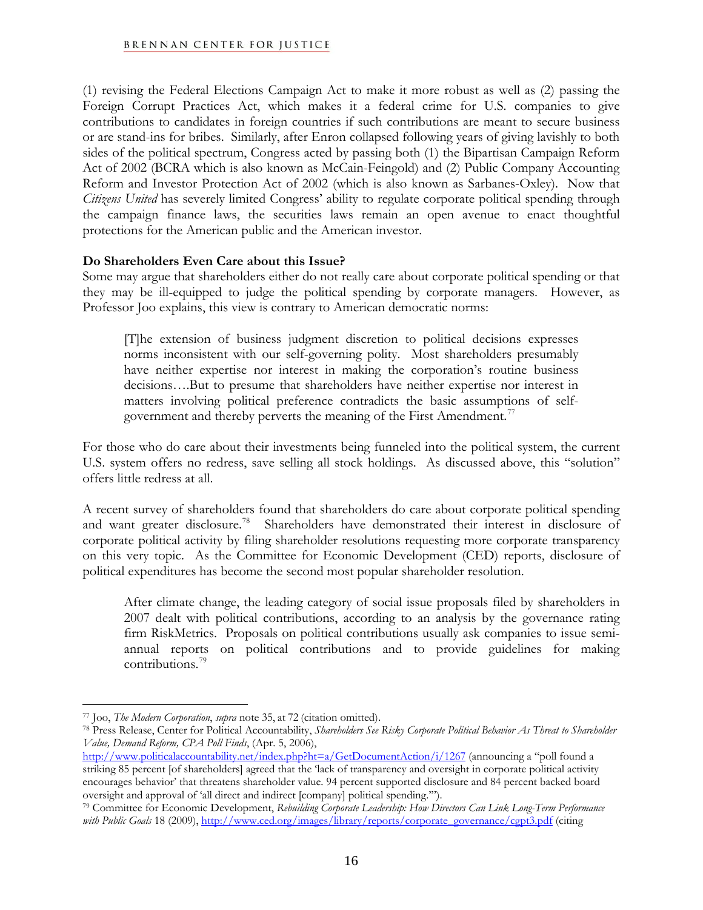(1) revising the Federal Elections Campaign Act to make it more robust as well as (2) passing the Foreign Corrupt Practices Act, which makes it a federal crime for U.S. companies to give contributions to candidates in foreign countries if such contributions are meant to secure business or are stand-ins for bribes. Similarly, after Enron collapsed following years of giving lavishly to both sides of the political spectrum, Congress acted by passing both (1) the Bipartisan Campaign Reform Act of 2002 (BCRA which is also known as McCain-Feingold) and (2) Public Company Accounting Reform and Investor Protection Act of 2002 (which is also known as Sarbanes-Oxley). Now that *Citizens United* has severely limited Congress' ability to regulate corporate political spending through the campaign finance laws, the securities laws remain an open avenue to enact thoughtful protections for the American public and the American investor.

**Do Shareholders Even Care about this Issue?**

Some may argue that shareholders either do not really care about corporate political spending or that they may be ill-equipped to judge the political spending by corporate managers. However, as Professor Joo explains, this view is contrary to American democratic norms:

> [T]he extension of business judgment discretion to political decisions expresses norms inconsistent with our self-governing polity. Most shareholders presumably have neither expertise nor interest in making the corporation's routine business decisions….But to presume that shareholders have neither expertise nor interest in matters involving political preference contradicts the basic assumptions of self-government and thereby perverts the meaning of the First Amendment.[77]

For those who do care about their investments being funneled into the political system, the current U.S. system offers no redress, save selling all stock holdings. As discussed above, this "solution" offers little redress at all.

A recent survey of shareholders found that shareholders do care about corporate political spending and want greater disclosure.[78] Shareholders have demonstrated their interest in disclosure of corporate political activity by filing shareholder resolutions requesting more corporate transparency on this very topic. As the Committee for Economic Development (CED) reports, disclosure of political expenditures has become the second most popular shareholder resolution.

> After climate change, the leading category of social issue proposals filed by shareholders in 2007 dealt with political contributions, according to an analysis by the governance rating firm RiskMetrics. Proposals on political contributions usually ask companies to issue semi-annual reports on political contributions and to provide guidelines for making contributions.[79]

---

[77] Joo, *The Modern Corporation*, *supra* note 35, at 72 (citation omitted).

[78] Press Release, Center for Political Accountability, *Shareholders See Risky Corporate Political Behavior As Threat to Shareholder Value, Demand Reform, CPA Poll Finds*, (Apr. 5, 2006), http://www.politicalaccountability.net/index.php?ht=a/GetDocumentAction/i/1267 (announcing a "poll found a striking 85 percent [of shareholders] agreed that the 'lack of transparency and oversight in corporate political activity encourages behavior' that threatens shareholder value. 94 percent supported disclosure and 84 percent backed board oversight and approval of 'all direct and indirect [company] political spending.'").

[79] Committee for Economic Development, *Rebuilding Corporate Leadership: How Directors Can Link Long-Term Performance with Public Goals* 18 (2009), http://www.ced.org/images/library/reports/corporate_governance/cgpt3.pdf (citing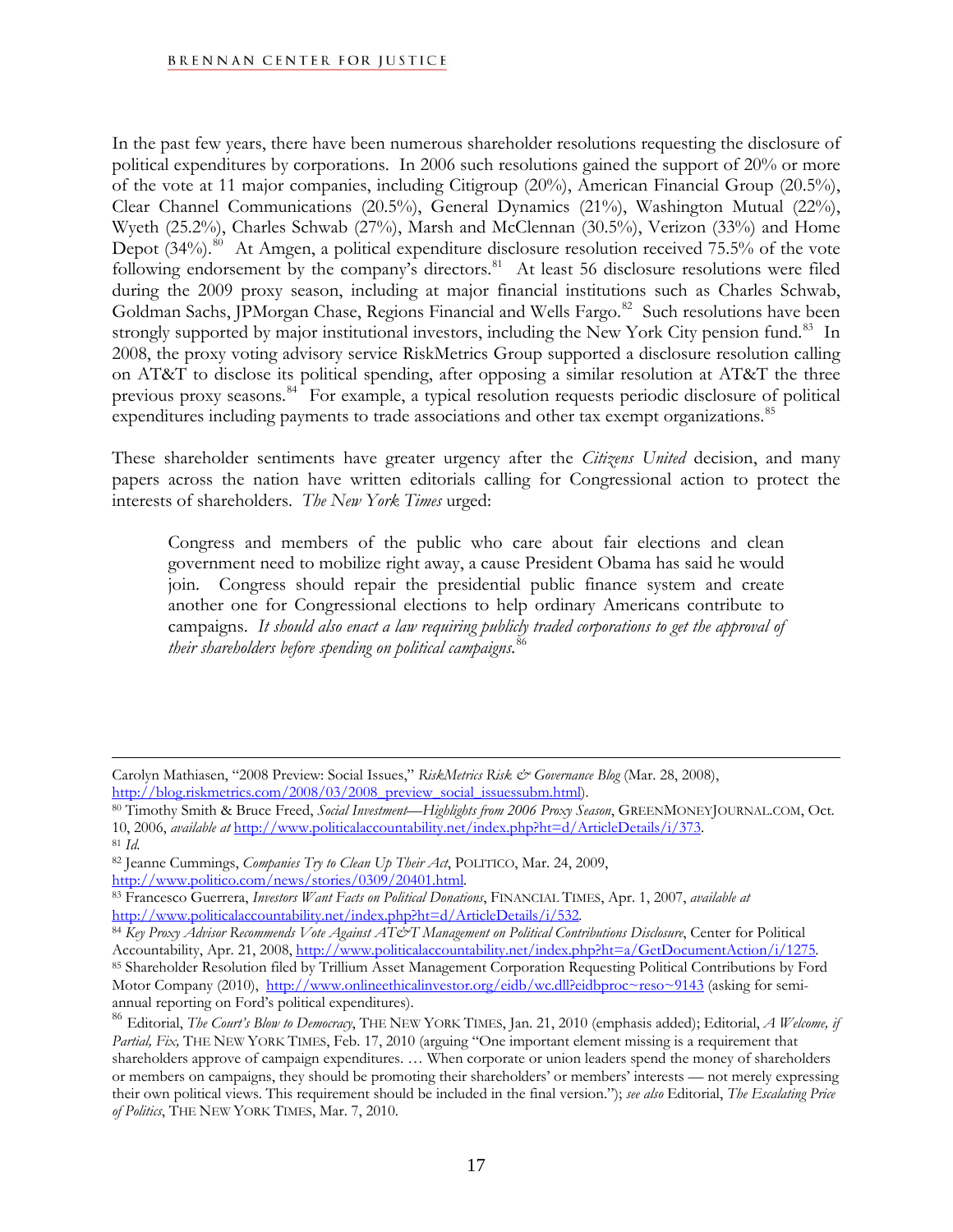In the past few years, there have been numerous shareholder resolutions requesting the disclosure of political expenditures by corporations. In 2006 such resolutions gained the support of 20% or more of the vote at 11 major companies, including Citigroup (20%), American Financial Group (20.5%), Clear Channel Communications (20.5%), General Dynamics (21%), Washington Mutual (22%), Wyeth (25.2%), Charles Schwab (27%), Marsh and McClennan (30.5%), Verizon (33%) and Home Depot (34%).[80] At Amgen, a political expenditure disclosure resolution received 75.5% of the vote following endorsement by the company's directors.[81] At least 56 disclosure resolutions were filed during the 2009 proxy season, including at major financial institutions such as Charles Schwab, Goldman Sachs, JPMorgan Chase, Regions Financial and Wells Fargo.[82] Such resolutions have been strongly supported by major institutional investors, including the New York City pension fund.[83] In 2008, the proxy voting advisory service RiskMetrics Group supported a disclosure resolution calling on AT&T to disclose its political spending, after opposing a similar resolution at AT&T the three previous proxy seasons.[84] For example, a typical resolution requests periodic disclosure of political expenditures including payments to trade associations and other tax exempt organizations.[85]

These shareholder sentiments have greater urgency after the *Citizens United* decision, and many papers across the nation have written editorials calling for Congressional action to protect the interests of shareholders. *The New York Times* urged:

> Congress and members of the public who care about fair elections and clean government need to mobilize right away, a cause President Obama has said he would join. Congress should repair the presidential public finance system and create another one for Congressional elections to help ordinary Americans contribute to campaigns. *It should also enact a law requiring publicly traded corporations to get the approval of their shareholders before spending on political campaigns.*[86]

---

Carolyn Mathiasen, "2008 Preview: Social Issues," *RiskMetrics Risk & Governance Blog* (Mar. 28, 2008), http://blog.riskmetrics.com/2008/03/2008_preview_social_issuessubm.html).

[80] Timothy Smith & Bruce Freed, *Social Investment—Highlights from 2006 Proxy Season*, GREENMONEYJOURNAL.COM, Oct. 10, 2006, *available at* http://www.politicalaccountability.net/index.php?ht=d/ArticleDetails/i/373.

[81] *Id.*

[82] Jeanne Cummings, *Companies Try to Clean Up Their Act*, POLITICO, Mar. 24, 2009, http://www.politico.com/news/stories/0309/20401.html.

[83] Francesco Guerrera, *Investors Want Facts on Political Donations*, FINANCIAL TIMES, Apr. 1, 2007, *available at* http://www.politicalaccountability.net/index.php?ht=d/ArticleDetails/i/532.

[84] *Key Proxy Advisor Recommends Vote Against AT&T Management on Political Contributions Disclosure*, Center for Political Accountability, Apr. 21, 2008, http://www.politicalaccountability.net/index.php?ht=a/GetDocumentAction/i/1275.

[85] Shareholder Resolution filed by Trillium Asset Management Corporation Requesting Political Contributions by Ford Motor Company (2010), http://www.onlineethicalinvestor.org/eidb/wc.dll?eidbproc~reso~9143 (asking for semi-annual reporting on Ford's political expenditures).

[86] Editorial, *The Court's Blow to Democracy*, THE NEW YORK TIMES, Jan. 21, 2010 (emphasis added); Editorial, *A Welcome, if Partial, Fix,* THE NEW YORK TIMES, Feb. 17, 2010 (arguing "One important element missing is a requirement that shareholders approve of campaign expenditures. … When corporate or union leaders spend the money of shareholders or members on campaigns, they should be promoting their shareholders' or members' interests — not merely expressing their own political views. This requirement should be included in the final version."); *see also* Editorial, *The Escalating Price of Politics*, THE NEW YORK TIMES, Mar. 7, 2010.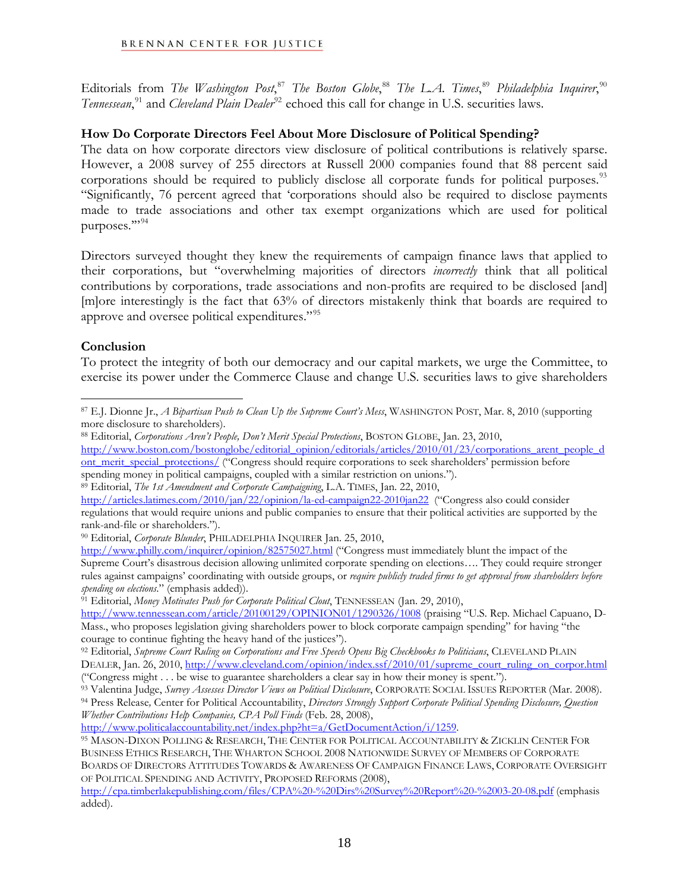Editorials from *The Washington Post*,[87] *The Boston Globe*,[88] *The L.A. Times*,[89] *Philadelphia Inquirer*,[90] *Tennessean*,[91] and *Cleveland Plain Dealer*[92] echoed this call for change in U.S. securities laws.

**How Do Corporate Directors Feel About More Disclosure of Political Spending?**

The data on how corporate directors view disclosure of political contributions is relatively sparse. However, a 2008 survey of 255 directors at Russell 2000 companies found that 88 percent said corporations should be required to publicly disclose all corporate funds for political purposes.[93] "Significantly, 76 percent agreed that 'corporations should also be required to disclose payments made to trade associations and other tax exempt organizations which are used for political purposes.'"[94]

Directors surveyed thought they knew the requirements of campaign finance laws that applied to their corporations, but "overwhelming majorities of directors *incorrectly* think that all political contributions by corporations, trade associations and non-profits are required to be disclosed [and] [m]ore interestingly is the fact that 63% of directors mistakenly think that boards are required to approve and oversee political expenditures."[95]

**Conclusion**

To protect the integrity of both our democracy and our capital markets, we urge the Committee, to exercise its power under the Commerce Clause and change U.S. securities laws to give shareholders

---

[87] E.J. Dionne Jr., *A Bipartisan Push to Clean Up the Supreme Court's Mess*, WASHINGTON POST, Mar. 8, 2010 (supporting more disclosure to shareholders).

[88] Editorial, *Corporations Aren't People, Don't Merit Special Protections*, BOSTON GLOBE, Jan. 23, 2010, http://www.boston.com/bostonglobe/editorial_opinion/editorials/articles/2010/01/23/corporations_arent_people_dont_merit_special_protections/ ("Congress should require corporations to seek shareholders' permission before spending money in political campaigns, coupled with a similar restriction on unions.").

[89] Editorial, *The 1st Amendment and Corporate Campaigning*, L.A. TIMES, Jan. 22, 2010, http://articles.latimes.com/2010/jan/22/opinion/la-ed-campaign22-2010jan22 ("Congress also could consider regulations that would require unions and public companies to ensure that their political activities are supported by the rank-and-file or shareholders.").

[90] Editorial, *Corporate Blunder*, PHILADELPHIA INQUIRER Jan. 25, 2010, http://www.philly.com/inquirer/opinion/82575027.html ("Congress must immediately blunt the impact of the Supreme Court's disastrous decision allowing unlimited corporate spending on elections…. They could require stronger rules against campaigns' coordinating with outside groups, or *require publicly traded firms to get approval from shareholders before spending on elections*." (emphasis added)).

[91] Editorial, *Money Motivates Push for Corporate Political Clout*, TENNESSEAN (Jan. 29, 2010), http://www.tennessean.com/article/20100129/OPINION01/1290326/1008 (praising "U.S. Rep. Michael Capuano, D-Mass., who proposes legislation giving shareholders power to block corporate campaign spending" for having "the courage to continue fighting the heavy hand of the justices").

[92] Editorial, *Supreme Court Ruling on Corporations and Free Speech Opens Big Checkbooks to Politicians*, CLEVELAND PLAIN DEALER, Jan. 26, 2010, http://www.cleveland.com/opinion/index.ssf/2010/01/supreme_court_ruling_on_corpor.html ("Congress might . . . be wise to guarantee shareholders a clear say in how their money is spent.").

[93] Valentina Judge, *Survey Assesses Director Views on Political Disclosure*, CORPORATE SOCIAL ISSUES REPORTER (Mar. 2008).

[94] Press Release, Center for Political Accountability, *Directors Strongly Support Corporate Political Spending Disclosure, Question Whether Contributions Help Companies, CPA Poll Finds* (Feb. 28, 2008), http://www.politicalaccountability.net/index.php?ht=a/GetDocumentAction/i/1259.

[95] MASON-DIXON POLLING & RESEARCH, THE CENTER FOR POLITICAL ACCOUNTABILITY & ZICKLIN CENTER FOR BUSINESS ETHICS RESEARCH, THE WHARTON SCHOOL 2008 NATIONWIDE SURVEY OF MEMBERS OF CORPORATE BOARDS OF DIRECTORS ATTITUDES TOWARDS & AWARENESS OF CAMPAIGN FINANCE LAWS, CORPORATE OVERSIGHT OF POLITICAL SPENDING AND ACTIVITY, PROPOSED REFORMS (2008), http://cpa.timberlakepublishing.com/files/CPA%20-%20Dirs%20Survey%20Report%20-%2003-20-08.pdf (emphasis added).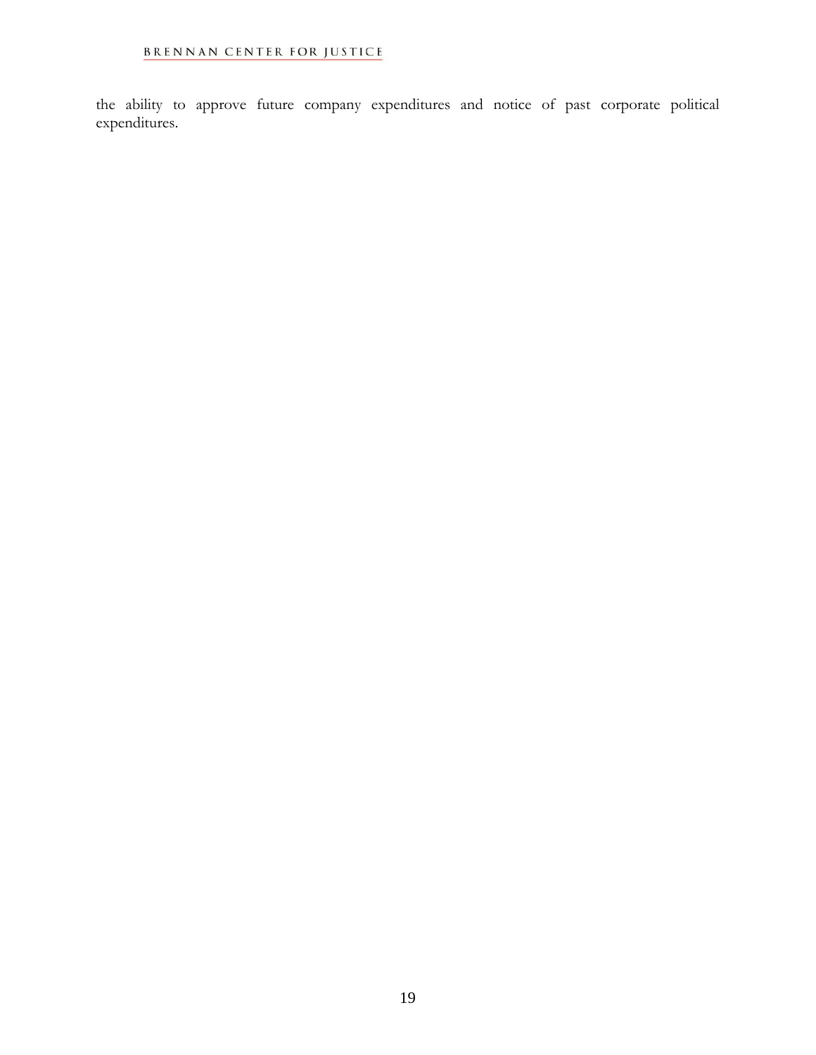the ability to approve future company expenditures and notice of past corporate political expenditures.